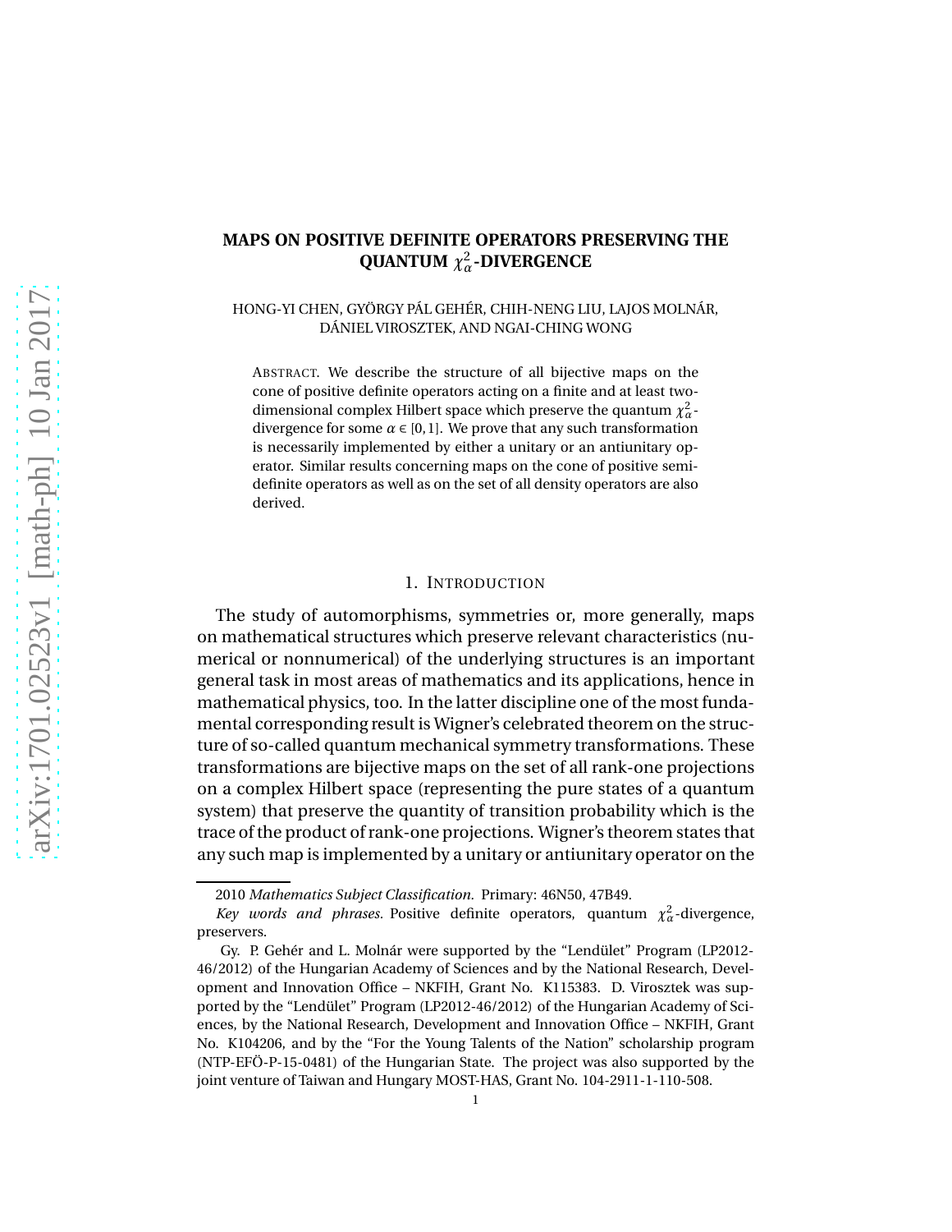# MAPS ON POSITIVE DEFINITE OPERATORS PRESERVING THE QUANTUM $\chi^2_\alpha$-DIVERGENCE

HONG-YI CHEN, GYÖRGY PÁL GEHÉR, CHIH-NENG LIU, LAJOS MOLNÁR, DÁNIEL VIROSZTEK, AND NGAI-CHING WONG

ABSTRACT. We describe the structure of all bijective maps on the cone of positive definite operators acting on a finite and at least two-dimensional complex Hilbert space which preserve the quantum $\chi^2_\alpha$-divergence for some $\alpha \in [0,1]$. We prove that any such transformation is necessarily implemented by either a unitary or an antiunitary operator. Similar results concerning maps on the cone of positive semidefinite operators as well as on the set of all density operators are also derived.

## 1. INTRODUCTION

The study of automorphisms, symmetries or, more generally, maps on mathematical structures which preserve relevant characteristics (numerical or nonnumerical) of the underlying structures is an important general task in most areas of mathematics and its applications, hence in mathematical physics, too. In the latter discipline one of the most fundamental corresponding result is Wigner's celebrated theorem on the structure of so-called quantum mechanical symmetry transformations. These transformations are bijective maps on the set of all rank-one projections on a complex Hilbert space (representing the pure states of a quantum system) that preserve the quantity of transition probability which is the trace of the product of rank-one projections. Wigner's theorem states that any such map is implemented by a unitary or antiunitary operator on the

---

2010 *Mathematics Subject Classification.* Primary: 46N50, 47B49.

*Key words and phrases.* Positive definite operators, quantum $\chi^2_\alpha$-divergence, preservers.

Gy. P. Gehér and L. Molnár were supported by the "Lendület" Program (LP2012-46/2012) of the Hungarian Academy of Sciences and by the National Research, Development and Innovation Office – NKFIH, Grant No. K115383. D. Virosztek was supported by the "Lendület" Program (LP2012-46/2012) of the Hungarian Academy of Sciences, by the National Research, Development and Innovation Office – NKFIH, Grant No. K104206, and by the "For the Young Talents of the Nation" scholarship program (NTP-EFÖ-P-15-0481) of the Hungarian State. The project was also supported by the joint venture of Taiwan and Hungary MOST-HAS, Grant No. 104-2911-1-110-508.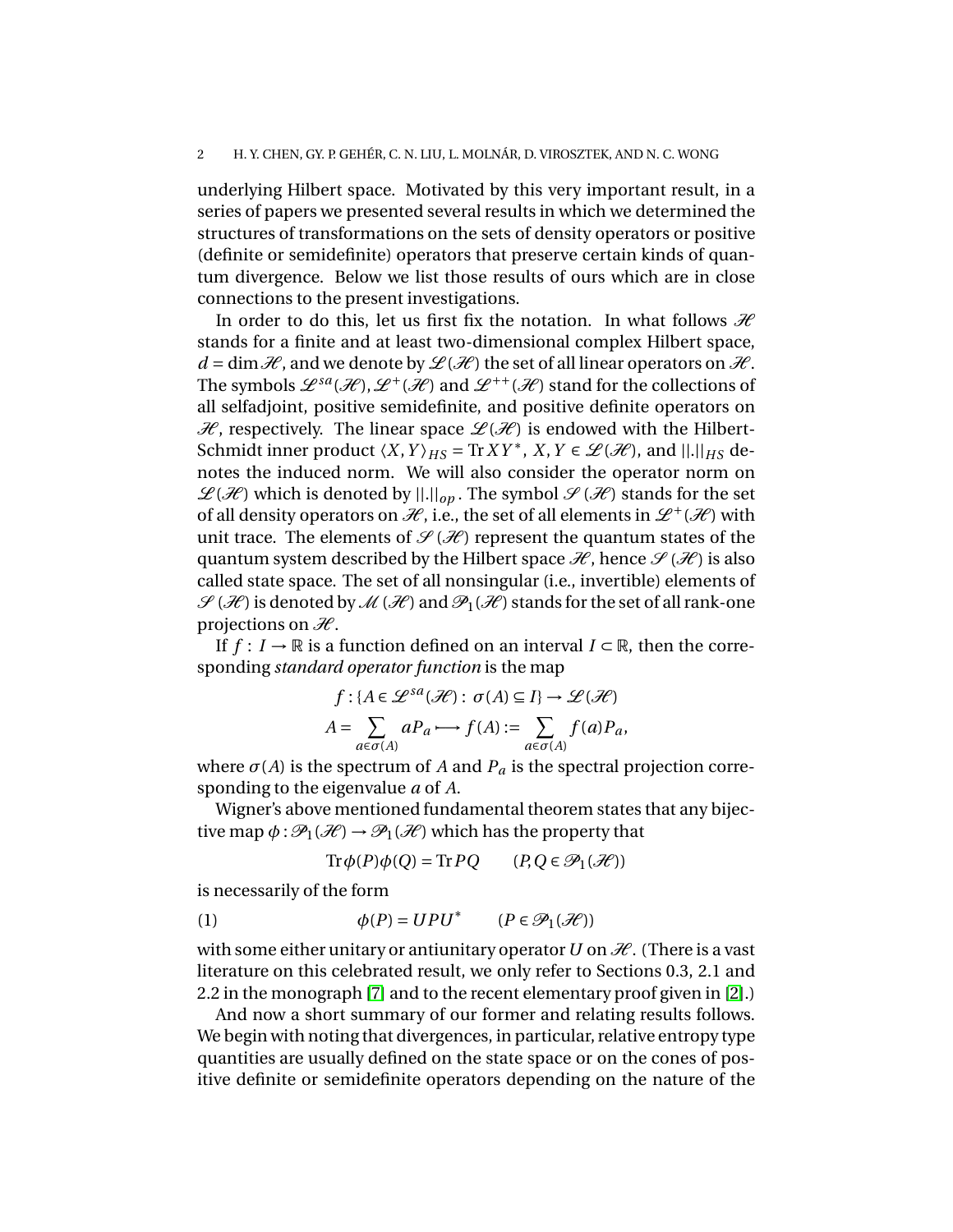underlying Hilbert space. Motivated by this very important result, in a series of papers we presented several results in which we determined the structures of transformations on the sets of density operators or positive (definite or semidefinite) operators that preserve certain kinds of quantum divergence. Below we list those results of ours which are in close connections to the present investigations.

In order to do this, let us first fix the notation. In what follows $\mathscr{H}$ stands for a finite and at least two-dimensional complex Hilbert space, $d = \dim \mathscr{H}$, and we denote by $\mathscr{L}(\mathscr{H})$ the set of all linear operators on $\mathscr{H}$. The symbols $\mathscr{L}^{sa}(\mathscr{H})$, $\mathscr{L}^{+}(\mathscr{H})$ and $\mathscr{L}^{++}(\mathscr{H})$ stand for the collections of all selfadjoint, positive semidefinite, and positive definite operators on $\mathscr{H}$, respectively. The linear space $\mathscr{L}(\mathscr{H})$ is endowed with the Hilbert-Schmidt inner product $\langle X, Y\rangle_{HS} = \operatorname{Tr} XY^*$, $X, Y \in \mathscr{L}(\mathscr{H})$, and $||.||_{HS}$ denotes the induced norm. We will also consider the operator norm on $\mathscr{L}(\mathscr{H})$ which is denoted by $||.||_{op}$. The symbol $\mathscr{S}(\mathscr{H})$ stands for the set of all density operators on $\mathscr{H}$, i.e., the set of all elements in $\mathscr{L}^{+}(\mathscr{H})$ with unit trace. The elements of $\mathscr{S}(\mathscr{H})$ represent the quantum states of the quantum system described by the Hilbert space $\mathscr{H}$, hence $\mathscr{S}(\mathscr{H})$ is also called state space. The set of all nonsingular (i.e., invertible) elements of $\mathscr{S}(\mathscr{H})$ is denoted by $\mathscr{M}(\mathscr{H})$ and $\mathscr{P}_1(\mathscr{H})$ stands for the set of all rank-one projections on $\mathscr{H}$.

If $f: I \to \mathbb{R}$ is a function defined on an interval $I \subset \mathbb{R}$, then the corresponding *standard operator function* is the map

$$f: \{A \in \mathscr{L}^{sa}(\mathscr{H}) : \sigma(A) \subseteq I\} \to \mathscr{L}(\mathscr{H})$$
$$A = \sum_{a \in \sigma(A)} a P_a \longmapsto f(A) := \sum_{a \in \sigma(A)} f(a) P_a,$$

where $\sigma(A)$ is the spectrum of $A$ and $P_a$ is the spectral projection corresponding to the eigenvalue $a$ of $A$.

Wigner's above mentioned fundamental theorem states that any bijective map $\phi: \mathscr{P}_1(\mathscr{H}) \to \mathscr{P}_1(\mathscr{H})$ which has the property that

$$\operatorname{Tr} \phi(P)\phi(Q) = \operatorname{Tr} PQ \qquad (P, Q \in \mathscr{P}_1(\mathscr{H}))$$

is necessarily of the form

$$\phi(P) = UPU^* \qquad (P \in \mathscr{P}_1(\mathscr{H})) \tag{1}$$

with some either unitary or antiunitary operator $U$ on $\mathscr{H}$. (There is a vast literature on this celebrated result, we only refer to Sections 0.3, 2.1 and 2.2 in the monograph [7] and to the recent elementary proof given in [2].)

And now a short summary of our former and relating results follows. We begin with noting that divergences, in particular, relative entropy type quantities are usually defined on the state space or on the cones of positive definite or semidefinite operators depending on the nature of the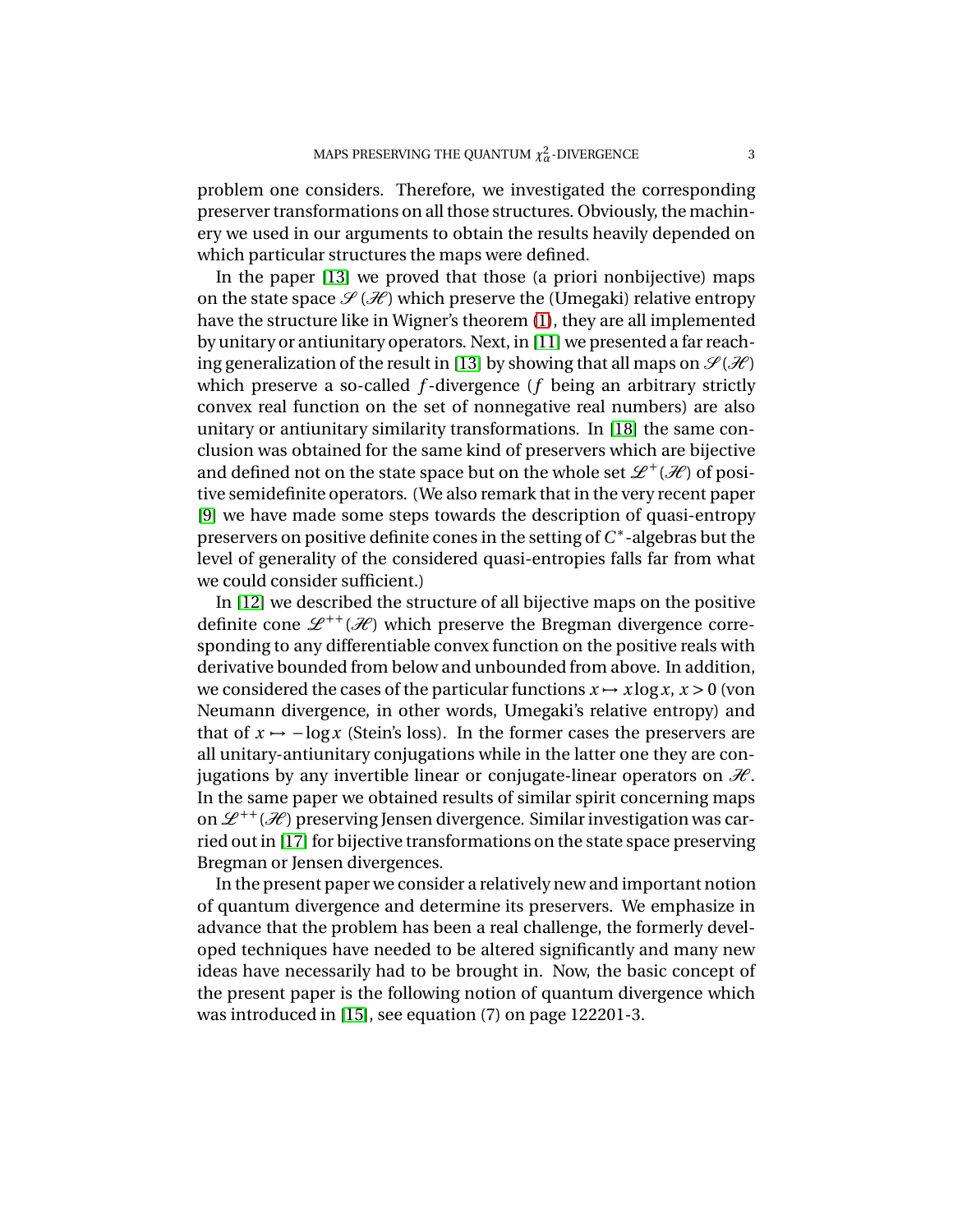problem one considers. Therefore, we investigated the corresponding preserver transformations on all those structures. Obviously, the machinery we used in our arguments to obtain the results heavily depended on which particular structures the maps were defined.

In the paper [13] we proved that those (a priori nonbijective) maps on the state space $\mathscr{S}(\mathscr{H})$ which preserve the (Umegaki) relative entropy have the structure like in Wigner's theorem (1), they are all implemented by unitary or antiunitary operators. Next, in [11] we presented a far reaching generalization of the result in [13] by showing that all maps on $\mathscr{S}(\mathscr{H})$ which preserve a so-called $f$-divergence ($f$ being an arbitrary strictly convex real function on the set of nonnegative real numbers) are also unitary or antiunitary similarity transformations. In [18] the same conclusion was obtained for the same kind of preservers which are bijective and defined not on the state space but on the whole set $\mathscr{L}^{+}(\mathscr{H})$ of positive semidefinite operators. (We also remark that in the very recent paper [9] we have made some steps towards the description of quasi-entropy preservers on positive definite cones in the setting of $C^*$-algebras but the level of generality of the considered quasi-entropies falls far from what we could consider sufficient.)

In [12] we described the structure of all bijective maps on the positive definite cone $\mathscr{L}^{++}(\mathscr{H})$ which preserve the Bregman divergence corresponding to any differentiable convex function on the positive reals with derivative bounded from below and unbounded from above. In addition, we considered the cases of the particular functions $x \mapsto x \log x$, $x > 0$ (von Neumann divergence, in other words, Umegaki's relative entropy) and that of $x \mapsto -\log x$ (Stein's loss). In the former cases the preservers are all unitary-antiunitary conjugations while in the latter one they are conjugations by any invertible linear or conjugate-linear operators on $\mathscr{H}$. In the same paper we obtained results of similar spirit concerning maps on $\mathscr{L}^{++}(\mathscr{H})$ preserving Jensen divergence. Similar investigation was carried out in [17] for bijective transformations on the state space preserving Bregman or Jensen divergences.

In the present paper we consider a relatively new and important notion of quantum divergence and determine its preservers. We emphasize in advance that the problem has been a real challenge, the formerly developed techniques have needed to be altered significantly and many new ideas have necessarily had to be brought in. Now, the basic concept of the present paper is the following notion of quantum divergence which was introduced in [15], see equation (7) on page 122201-3.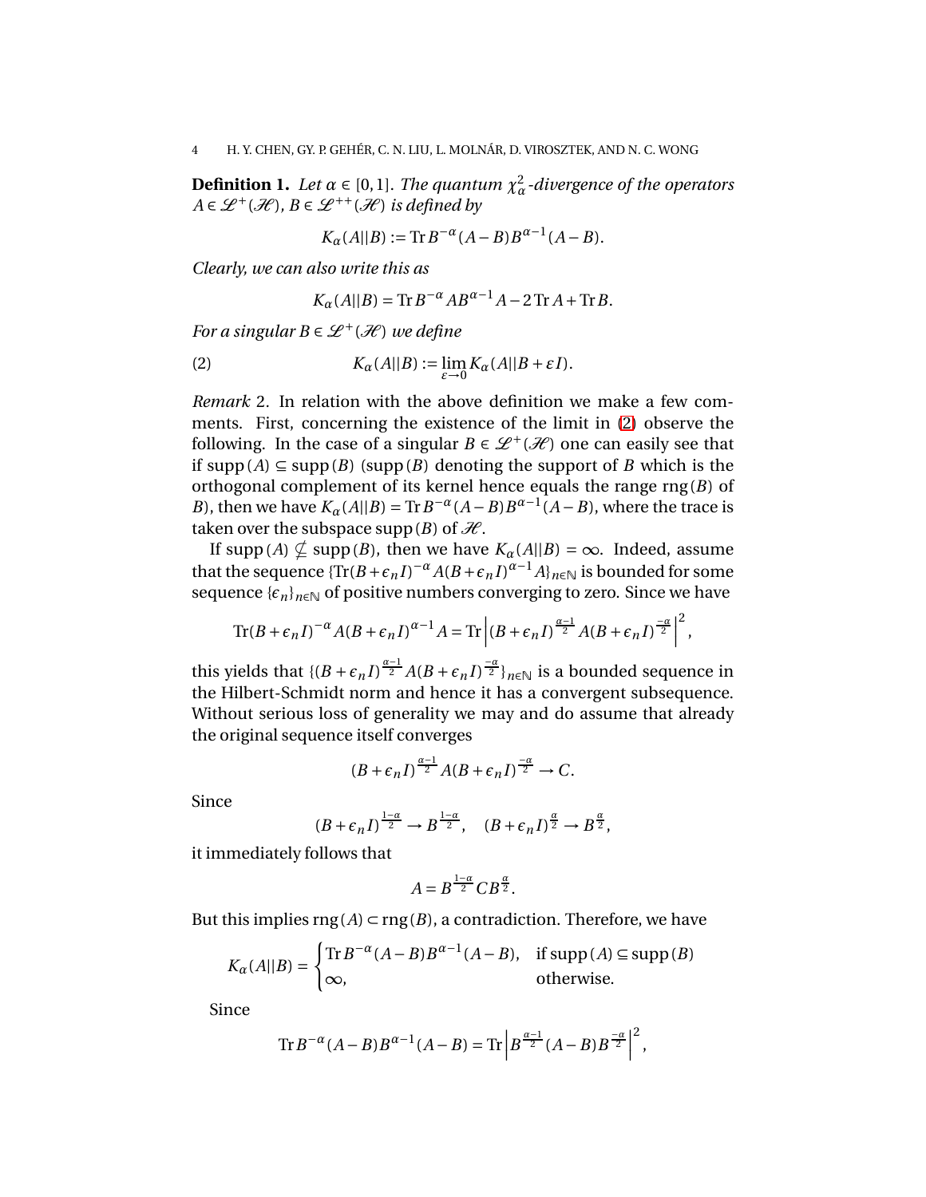**Definition 1.** *Let $\alpha \in [0,1]$. The quantum $\chi^2_\alpha$-divergence of the operators $A \in \mathscr{L}^+(\mathscr{H})$, $B \in \mathscr{L}^{++}(\mathscr{H})$ is defined by*

$$K_\alpha(A||B) := \operatorname{Tr} B^{-\alpha}(A-B)B^{\alpha-1}(A-B).$$

*Clearly, we can also write this as*

$$K_\alpha(A||B) = \operatorname{Tr} B^{-\alpha} A B^{\alpha-1} A - 2\operatorname{Tr} A + \operatorname{Tr} B.$$

*For a singular $B \in \mathscr{L}^+(\mathscr{H})$ we define*

$$K_\alpha(A||B) := \lim_{\varepsilon \to 0} K_\alpha(A||B+\varepsilon I). \tag{2}$$

*Remark* 2. In relation with the above definition we make a few comments. First, concerning the existence of the limit in (2) observe the following. In the case of a singular $B \in \mathscr{L}^+(\mathscr{H})$ one can easily see that if $\operatorname{supp}(A) \subseteq \operatorname{supp}(B)$ ($\operatorname{supp}(B)$ denoting the support of $B$ which is the orthogonal complement of its kernel hence equals the range $\operatorname{rng}(B)$ of $B$), then we have $K_\alpha(A||B) = \operatorname{Tr} B^{-\alpha}(A-B)B^{\alpha-1}(A-B)$, where the trace is taken over the subspace $\operatorname{supp}(B)$ of $\mathscr{H}$.

If $\operatorname{supp}(A) \nsubseteq \operatorname{supp}(B)$, then we have $K_\alpha(A||B) = \infty$. Indeed, assume that the sequence $\{\operatorname{Tr}(B+\epsilon_n I)^{-\alpha} A (B+\epsilon_n I)^{\alpha-1} A\}_{n\in\mathbb{N}}$ is bounded for some sequence $\{\epsilon_n\}_{n\in\mathbb{N}}$ of positive numbers converging to zero. Since we have

$$\operatorname{Tr}(B+\epsilon_n I)^{-\alpha} A (B+\epsilon_n I)^{\alpha-1} A = \operatorname{Tr}\left|(B+\epsilon_n I)^{\frac{\alpha-1}{2}} A (B+\epsilon_n I)^{\frac{-\alpha}{2}}\right|^2,$$

this yields that $\{(B+\epsilon_n I)^{\frac{\alpha-1}{2}} A (B+\epsilon_n I)^{\frac{-\alpha}{2}}\}_{n\in\mathbb{N}}$ is a bounded sequence in the Hilbert-Schmidt norm and hence it has a convergent subsequence. Without serious loss of generality we may and do assume that already the original sequence itself converges

$$(B+\epsilon_n I)^{\frac{\alpha-1}{2}} A (B+\epsilon_n I)^{\frac{-\alpha}{2}} \to C.$$

Since

$$(B+\epsilon_n I)^{\frac{1-\alpha}{2}} \to B^{\frac{1-\alpha}{2}}, \quad (B+\epsilon_n I)^{\frac{\alpha}{2}} \to B^{\frac{\alpha}{2}},$$

it immediately follows that

$$A = B^{\frac{1-\alpha}{2}} C B^{\frac{\alpha}{2}}.$$

But this implies $\operatorname{rng}(A) \subset \operatorname{rng}(B)$, a contradiction. Therefore, we have

$$K_\alpha(A||B) = \begin{cases} \operatorname{Tr} B^{-\alpha}(A-B)B^{\alpha-1}(A-B), & \text{if } \operatorname{supp}(A) \subseteq \operatorname{supp}(B) \\ \infty, & \text{otherwise.} \end{cases}$$

Since

$$\operatorname{Tr} B^{-\alpha}(A-B)B^{\alpha-1}(A-B) = \operatorname{Tr}\left|B^{\frac{\alpha-1}{2}}(A-B)B^{\frac{-\alpha}{2}}\right|^2,$$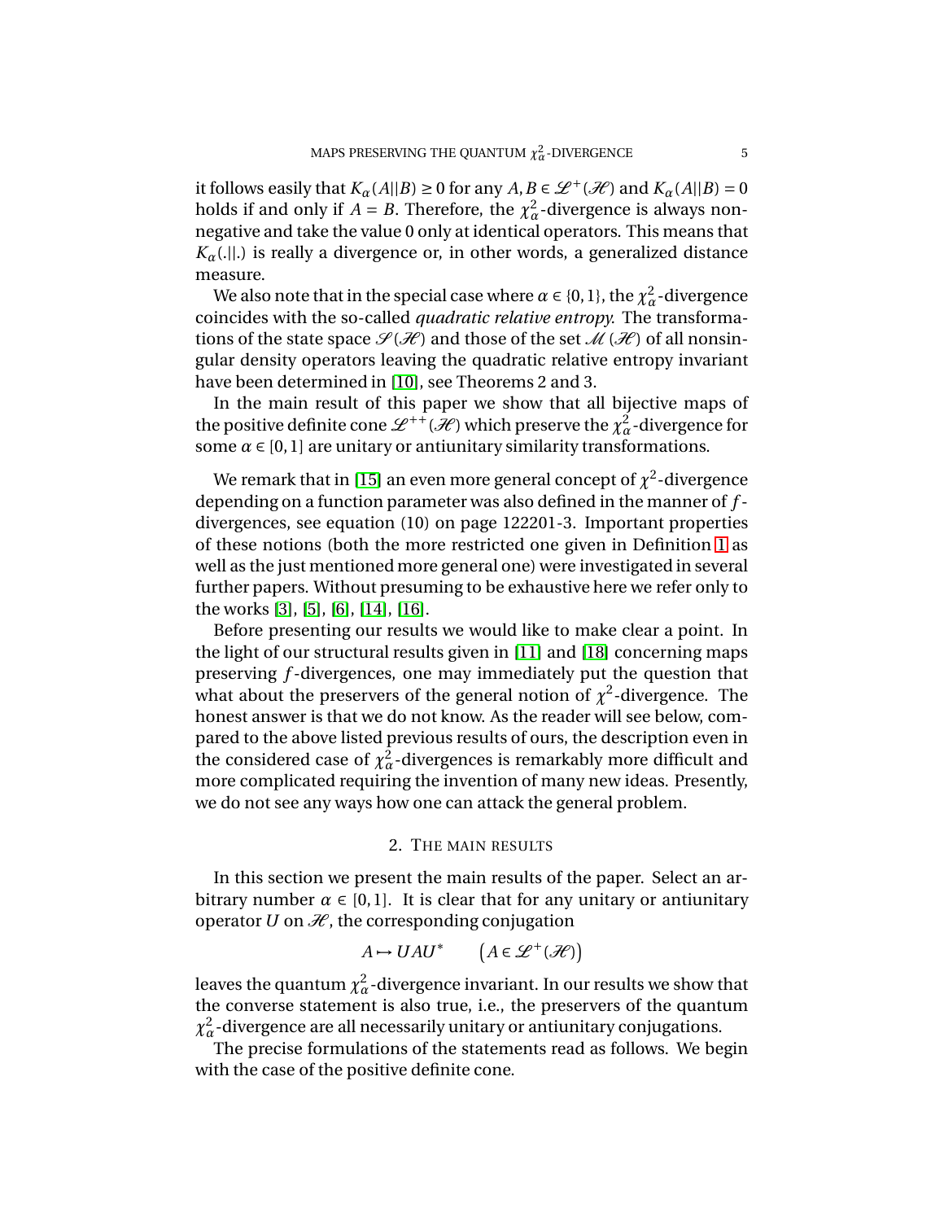it follows easily that $K_\alpha(A||B) \geq 0$ for any $A, B \in \mathscr{L}^+(\mathscr{H})$ and $K_\alpha(A||B) = 0$ holds if and only if $A = B$. Therefore, the $\chi^2_\alpha$-divergence is always nonnegative and take the value 0 only at identical operators. This means that $K_\alpha(.||.)$ is really a divergence or, in other words, a generalized distance measure.

We also note that in the special case where $\alpha \in \{0,1\}$, the $\chi^2_\alpha$-divergence coincides with the so-called *quadratic relative entropy*. The transformations of the state space $\mathscr{S}(\mathscr{H})$ and those of the set $\mathscr{M}(\mathscr{H})$ of all nonsingular density operators leaving the quadratic relative entropy invariant have been determined in [10], see Theorems 2 and 3.

In the main result of this paper we show that all bijective maps of the positive definite cone $\mathscr{L}^{++}(\mathscr{H})$ which preserve the $\chi^2_\alpha$-divergence for some $\alpha \in [0,1]$ are unitary or antiunitary similarity transformations.

We remark that in [15] an even more general concept of $\chi^2$-divergence depending on a function parameter was also defined in the manner of $f$-divergences, see equation (10) on page 122201-3. Important properties of these notions (both the more restricted one given in Definition 1 as well as the just mentioned more general one) were investigated in several further papers. Without presuming to be exhaustive here we refer only to the works [3], [5], [6], [14], [16].

Before presenting our results we would like to make clear a point. In the light of our structural results given in [11] and [18] concerning maps preserving $f$-divergences, one may immediately put the question that what about the preservers of the general notion of $\chi^2$-divergence. The honest answer is that we do not know. As the reader will see below, compared to the above listed previous results of ours, the description even in the considered case of $\chi^2_\alpha$-divergences is remarkably more difficult and more complicated requiring the invention of many new ideas. Presently, we do not see any ways how one can attack the general problem.

## 2. The main results

In this section we present the main results of the paper. Select an arbitrary number $\alpha \in [0,1]$. It is clear that for any unitary or antiunitary operator $U$ on $\mathscr{H}$, the corresponding conjugation

$$A \mapsto UAU^* \qquad \big(A \in \mathscr{L}^+(\mathscr{H})\big)$$

leaves the quantum $\chi^2_\alpha$-divergence invariant. In our results we show that the converse statement is also true, i.e., the preservers of the quantum $\chi^2_\alpha$-divergence are all necessarily unitary or antiunitary conjugations.

The precise formulations of the statements read as follows. We begin with the case of the positive definite cone.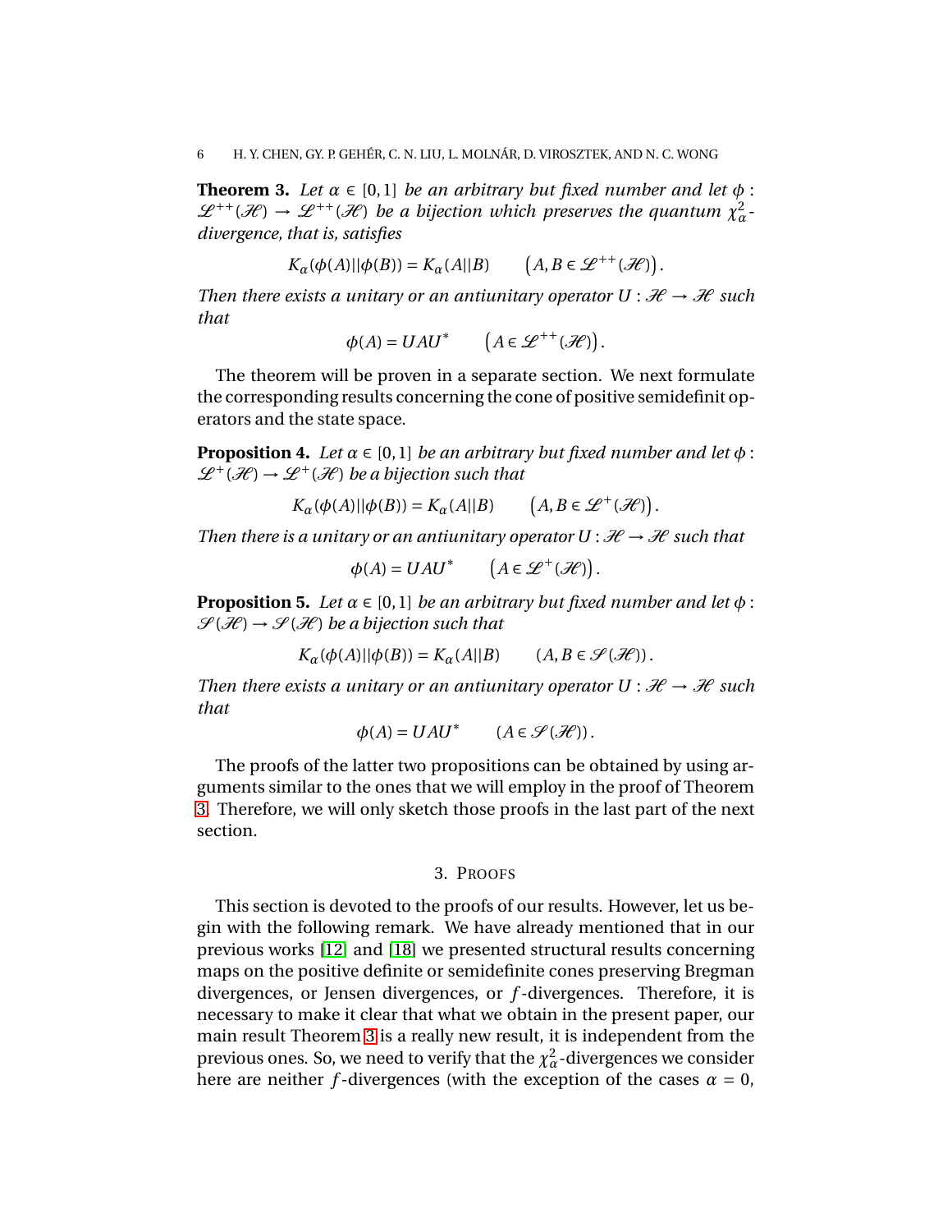**Theorem 3.** *Let $\alpha \in [0,1]$ be an arbitrary but fixed number and let $\phi : \mathscr{L}^{++}(\mathscr{H}) \to \mathscr{L}^{++}(\mathscr{H})$ be a bijection which preserves the quantum $\chi^2_\alpha$-divergence, that is, satisfies*

$$K_\alpha(\phi(A)||\phi(B)) = K_\alpha(A||B) \qquad \left(A, B \in \mathscr{L}^{++}(\mathscr{H})\right).$$

*Then there exists a unitary or an antiunitary operator $U : \mathscr{H} \to \mathscr{H}$ such that*

$$\phi(A) = UAU^* \qquad \left(A \in \mathscr{L}^{++}(\mathscr{H})\right).$$

The theorem will be proven in a separate section. We next formulate the corresponding results concerning the cone of positive semidefinit operators and the state space.

**Proposition 4.** *Let $\alpha \in [0,1]$ be an arbitrary but fixed number and let $\phi : \mathscr{L}^{+}(\mathscr{H}) \to \mathscr{L}^{+}(\mathscr{H})$ be a bijection such that*

$$K_\alpha(\phi(A)||\phi(B)) = K_\alpha(A||B) \qquad \left(A, B \in \mathscr{L}^{+}(\mathscr{H})\right).$$

*Then there is a unitary or an antiunitary operator $U : \mathscr{H} \to \mathscr{H}$ such that*

$$\phi(A) = UAU^* \qquad \left(A \in \mathscr{L}^{+}(\mathscr{H})\right).$$

**Proposition 5.** *Let $\alpha \in [0,1]$ be an arbitrary but fixed number and let $\phi : \mathscr{S}(\mathscr{H}) \to \mathscr{S}(\mathscr{H})$ be a bijection such that*

$$K_\alpha(\phi(A)||\phi(B)) = K_\alpha(A||B) \qquad (A, B \in \mathscr{S}(\mathscr{H})).$$

*Then there exists a unitary or an antiunitary operator $U : \mathscr{H} \to \mathscr{H}$ such that*

$$\phi(A) = UAU^* \qquad (A \in \mathscr{S}(\mathscr{H})).$$

The proofs of the latter two propositions can be obtained by using arguments similar to the ones that we will employ in the proof of Theorem 3. Therefore, we will only sketch those proofs in the last part of the next section.

## 3. Proofs

This section is devoted to the proofs of our results. However, let us begin with the following remark. We have already mentioned that in our previous works [12] and [18] we presented structural results concerning maps on the positive definite or semidefinite cones preserving Bregman divergences, or Jensen divergences, or $f$-divergences. Therefore, it is necessary to make it clear that what we obtain in the present paper, our main result Theorem 3 is a really new result, it is independent from the previous ones. So, we need to verify that the $\chi^2_\alpha$-divergences we consider here are neither $f$-divergences (with the exception of the cases $\alpha = 0$,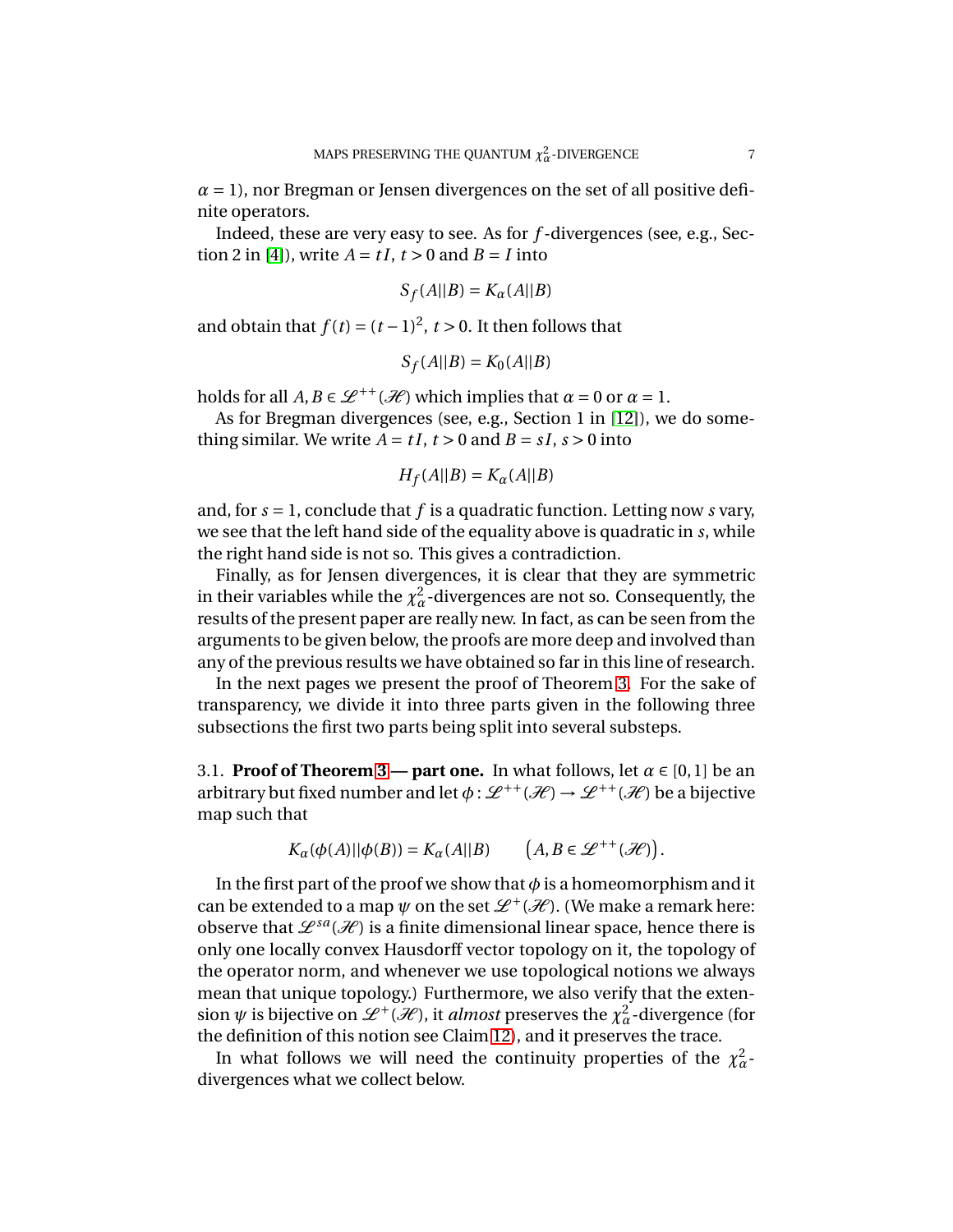$\alpha = 1$), nor Bregman or Jensen divergences on the set of all positive definite operators.

Indeed, these are very easy to see. As for $f$-divergences (see, e.g., Section 2 in [4]), write $A = tI$, $t > 0$ and $B = I$ into

$$S_f(A||B) = K_\alpha(A||B)$$

and obtain that $f(t) = (t-1)^2$, $t > 0$. It then follows that

$$S_f(A||B) = K_0(A||B)$$

holds for all $A, B \in \mathscr{L}^{++}(\mathscr{H})$ which implies that $\alpha = 0$ or $\alpha = 1$.

As for Bregman divergences (see, e.g., Section 1 in [12]), we do something similar. We write $A = tI$, $t > 0$ and $B = sI$, $s > 0$ into

$$H_f(A||B) = K_\alpha(A||B)$$

and, for $s = 1$, conclude that $f$ is a quadratic function. Letting now $s$ vary, we see that the left hand side of the equality above is quadratic in $s$, while the right hand side is not so. This gives a contradiction.

Finally, as for Jensen divergences, it is clear that they are symmetric in their variables while the $\chi^2_\alpha$-divergences are not so. Consequently, the results of the present paper are really new. In fact, as can be seen from the arguments to be given below, the proofs are more deep and involved than any of the previous results we have obtained so far in this line of research.

In the next pages we present the proof of Theorem 3. For the sake of transparency, we divide it into three parts given in the following three subsections the first two parts being split into several substeps.

## 3.1. **Proof of Theorem 3 — part one.**

In what follows, let $\alpha \in [0,1]$ be an arbitrary but fixed number and let $\phi : \mathscr{L}^{++}(\mathscr{H}) \to \mathscr{L}^{++}(\mathscr{H})$ be a bijective map such that

$$K_\alpha(\phi(A)||\phi(B)) = K_\alpha(A||B) \qquad \left(A, B \in \mathscr{L}^{++}(\mathscr{H})\right).$$

In the first part of the proof we show that $\phi$ is a homeomorphism and it can be extended to a map $\psi$ on the set $\mathscr{L}^{+}(\mathscr{H})$. (We make a remark here: observe that $\mathscr{L}^{sa}(\mathscr{H})$ is a finite dimensional linear space, hence there is only one locally convex Hausdorff vector topology on it, the topology of the operator norm, and whenever we use topological notions we always mean that unique topology.) Furthermore, we also verify that the extension $\psi$ is bijective on $\mathscr{L}^{+}(\mathscr{H})$, it *almost* preserves the $\chi^2_\alpha$-divergence (for the definition of this notion see Claim 12), and it preserves the trace.

In what follows we will need the continuity properties of the $\chi^2_\alpha$-divergences what we collect below.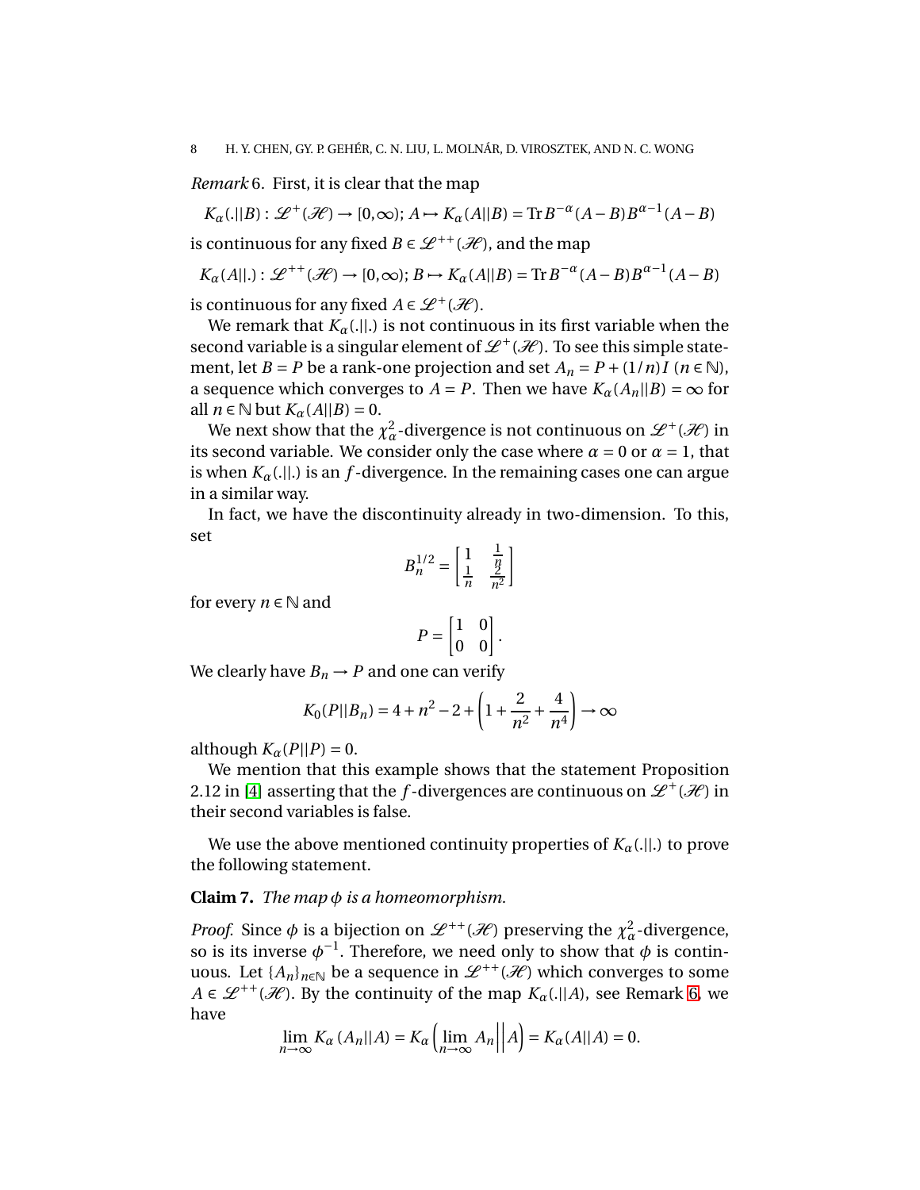*Remark* 6. First, it is clear that the map

$$K_\alpha(.||B) : \mathscr{L}^+(\mathscr{H}) \to [0,\infty);\ A \mapsto K_\alpha(A||B) = \operatorname{Tr} B^{-\alpha}(A-B)B^{\alpha-1}(A-B)$$

is continuous for any fixed $B \in \mathscr{L}^{++}(\mathscr{H})$, and the map

$$K_\alpha(A||.) : \mathscr{L}^{++}(\mathscr{H}) \to [0,\infty);\ B \mapsto K_\alpha(A||B) = \operatorname{Tr} B^{-\alpha}(A-B)B^{\alpha-1}(A-B)$$

is continuous for any fixed $A \in \mathscr{L}^+(\mathscr{H})$.

We remark that $K_\alpha(.||.)$ is not continuous in its first variable when the second variable is a singular element of $\mathscr{L}^+(\mathscr{H})$. To see this simple statement, let $B = P$ be a rank-one projection and set $A_n = P + (1/n)I$ $(n \in \mathbb{N})$, a sequence which converges to $A = P$. Then we have $K_\alpha(A_n||B) = \infty$ for all $n \in \mathbb{N}$ but $K_\alpha(A||B) = 0$.

We next show that the $\chi^2_\alpha$-divergence is not continuous on $\mathscr{L}^+(\mathscr{H})$ in its second variable. We consider only the case where $\alpha = 0$ or $\alpha = 1$, that is when $K_\alpha(.||.)$ is an $f$-divergence. In the remaining cases one can argue in a similar way.

In fact, we have the discontinuity already in two-dimension. To this, set

$$B_n^{1/2} = \begin{bmatrix} 1 & \frac{1}{n} \\ \frac{1}{n} & \frac{2}{n^2} \end{bmatrix}$$

for every $n \in \mathbb{N}$ and

$$P = \begin{bmatrix} 1 & 0 \\ 0 & 0 \end{bmatrix}.$$

We clearly have $B_n \to P$ and one can verify

$$K_0(P||B_n) = 4 + n^2 - 2 + \left(1 + \frac{2}{n^2} + \frac{4}{n^4}\right) \to \infty$$

although $K_\alpha(P||P) = 0$.

We mention that this example shows that the statement Proposition 2.12 in [4] asserting that the $f$-divergences are continuous on $\mathscr{L}^+(\mathscr{H})$ in their second variables is false.

We use the above mentioned continuity properties of $K_\alpha(.||.)$ to prove the following statement.

**Claim 7.** *The map $\phi$ is a homeomorphism.*

*Proof.* Since $\phi$ is a bijection on $\mathscr{L}^{++}(\mathscr{H})$ preserving the $\chi^2_\alpha$-divergence, so is its inverse $\phi^{-1}$. Therefore, we need only to show that $\phi$ is continuous. Let $\{A_n\}_{n\in\mathbb{N}}$ be a sequence in $\mathscr{L}^{++}(\mathscr{H})$ which converges to some $A \in \mathscr{L}^{++}(\mathscr{H})$. By the continuity of the map $K_\alpha(.||A)$, see Remark 6, we have

$$\lim_{n\to\infty} K_\alpha(A_n||A) = K_\alpha\left(\lim_{n\to\infty} A_n \middle|\middle| A\right) = K_\alpha(A||A) = 0.$$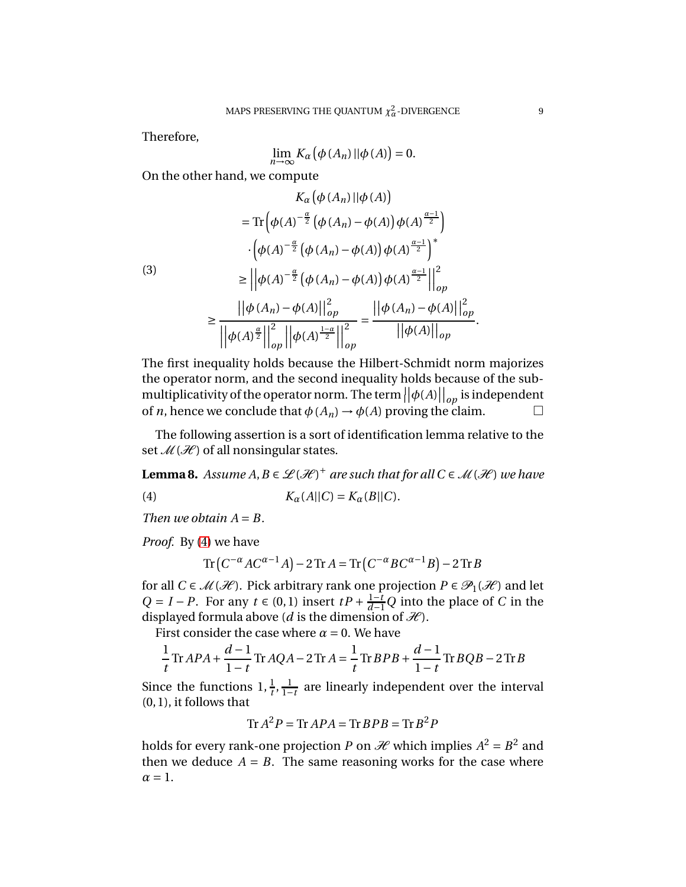Therefore,

$$\lim_{n\to\infty} K_\alpha\left(\phi\left(A_n\right)||\phi(A)\right) = 0.$$

On the other hand, we compute

$$\begin{aligned}
&K_\alpha\left(\phi\left(A_n\right)||\phi(A)\right)\\
&= \operatorname{Tr}\left(\phi(A)^{-\frac{\alpha}{2}}\left(\phi\left(A_n\right)-\phi(A)\right)\phi(A)^{\frac{\alpha-1}{2}}\right)\\
&\quad\cdot\left(\phi(A)^{-\frac{\alpha}{2}}\left(\phi\left(A_n\right)-\phi(A)\right)\phi(A)^{\frac{\alpha-1}{2}}\right)^*\\
&\geq \left|\left|\phi(A)^{-\frac{\alpha}{2}}\left(\phi\left(A_n\right)-\phi(A)\right)\phi(A)^{\frac{\alpha-1}{2}}\right|\right|_{op}^2\\
&\geq \frac{\left|\left|\phi\left(A_n\right)-\phi(A)\right|\right|_{op}^2}{\left|\left|\phi(A)^{\frac{\alpha}{2}}\right|\right|_{op}^2\left|\left|\phi(A)^{\frac{1-\alpha}{2}}\right|\right|_{op}^2} = \frac{\left|\left|\phi\left(A_n\right)-\phi(A)\right|\right|_{op}^2}{\left|\left|\phi(A)\right|\right|_{op}}.
\end{aligned} \tag{3}$$

The first inequality holds because the Hilbert-Schmidt norm majorizes the operator norm, and the second inequality holds because of the submultiplicativity of the operator norm. The term $\left|\left|\phi(A)\right|\right|_{op}$ is independent of $n$, hence we conclude that $\phi\left(A_n\right)\to\phi(A)$ proving the claim. □

The following assertion is a sort of identification lemma relative to the set $\mathcal{M}(\mathcal{H})$ of all nonsingular states.

**Lemma 8.** *Assume $A, B \in \mathcal{L}(\mathcal{H})^+$ are such that for all $C \in \mathcal{M}(\mathcal{H})$ we have*

$$K_\alpha(A||C) = K_\alpha(B||C). \tag{4}$$

*Then we obtain $A = B$.*

*Proof.* By (4) we have

$$\operatorname{Tr}\left(C^{-\alpha}AC^{\alpha-1}A\right) - 2\operatorname{Tr}A = \operatorname{Tr}\left(C^{-\alpha}BC^{\alpha-1}B\right) - 2\operatorname{Tr}B$$

for all $C \in \mathcal{M}(\mathcal{H})$. Pick arbitrary rank one projection $P \in \mathcal{P}_1(\mathcal{H})$ and let $Q = I - P$. For any $t \in (0,1)$ insert $tP + \frac{1-t}{d-1}Q$ into the place of $C$ in the displayed formula above ($d$ is the dimension of $\mathcal{H}$).

First consider the case where $\alpha = 0$. We have

$$\frac{1}{t}\operatorname{Tr}APA + \frac{d-1}{1-t}\operatorname{Tr}AQA - 2\operatorname{Tr}A = \frac{1}{t}\operatorname{Tr}BPB + \frac{d-1}{1-t}\operatorname{Tr}BQB - 2\operatorname{Tr}B$$

Since the functions $1, \frac{1}{t}, \frac{1}{1-t}$ are linearly independent over the interval $(0,1)$, it follows that

$$\operatorname{Tr}A^2P = \operatorname{Tr}APA = \operatorname{Tr}BPB = \operatorname{Tr}B^2P$$

holds for every rank-one projection $P$ on $\mathcal{H}$ which implies $A^2 = B^2$ and then we deduce $A = B$. The same reasoning works for the case where $\alpha = 1$.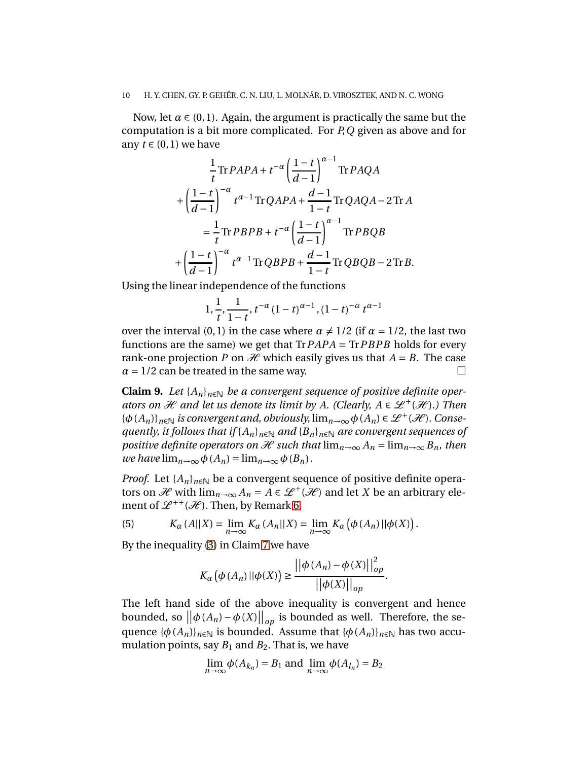Now, let $\alpha \in (0,1)$. Again, the argument is practically the same but the computation is a bit more complicated. For $P, Q$ given as above and for any $t \in (0,1)$ we have

$$
\begin{aligned}
&\frac{1}{t}\operatorname{Tr} PAPA + t^{-\alpha}\left(\frac{1-t}{d-1}\right)^{\alpha-1}\operatorname{Tr} PAQA \\
&+\left(\frac{1-t}{d-1}\right)^{-\alpha} t^{\alpha-1}\operatorname{Tr} QAPA + \frac{d-1}{1-t}\operatorname{Tr} QAQA - 2\operatorname{Tr} A \\
&= \frac{1}{t}\operatorname{Tr} PBPB + t^{-\alpha}\left(\frac{1-t}{d-1}\right)^{\alpha-1}\operatorname{Tr} PBQB \\
&+\left(\frac{1-t}{d-1}\right)^{-\alpha} t^{\alpha-1}\operatorname{Tr} QBPB + \frac{d-1}{1-t}\operatorname{Tr} QBQB - 2\operatorname{Tr} B.
\end{aligned}
$$

Using the linear independence of the functions

$$
1, \frac{1}{t}, \frac{1}{1-t}, t^{-\alpha}(1-t)^{\alpha-1}, (1-t)^{-\alpha} t^{\alpha-1}
$$

over the interval $(0,1)$ in the case where $\alpha \neq 1/2$ (if $\alpha = 1/2$, the last two functions are the same) we get that $\operatorname{Tr} PAPA = \operatorname{Tr} PBPB$ holds for every rank-one projection $P$ on $\mathscr{H}$ which easily gives us that $A = B$. The case $\alpha = 1/2$ can be treated in the same way. $\square$

**Claim 9.** *Let $\{A_n\}_{n\in\mathbb{N}}$ be a convergent sequence of positive definite operators on $\mathscr{H}$ and let us denote its limit by $A$. (Clearly, $A \in \mathscr{L}^+(\mathscr{H})$.) Then $\{\phi(A_n)\}_{n\in\mathbb{N}}$ is convergent and, obviously, $\lim_{n\to\infty}\phi(A_n) \in \mathscr{L}^+(\mathscr{H})$. Consequently, it follows that if $\{A_n\}_{n\in\mathbb{N}}$ and $\{B_n\}_{n\in\mathbb{N}}$ are convergent sequences of positive definite operators on $\mathscr{H}$ such that $\lim_{n\to\infty} A_n = \lim_{n\to\infty} B_n$, then we have $\lim_{n\to\infty}\phi(A_n) = \lim_{n\to\infty}\phi(B_n)$.*

*Proof.* Let $\{A_n\}_{n\in\mathbb{N}}$ be a convergent sequence of positive definite operators on $\mathscr{H}$ with $\lim_{n\to\infty} A_n = A \in \mathscr{L}^+(\mathscr{H})$ and let $X$ be an arbitrary element of $\mathscr{L}^{++}(\mathscr{H})$. Then, by Remark 6,

$$
K_\alpha(A||X) = \lim_{n\to\infty} K_\alpha(A_n||X) = \lim_{n\to\infty} K_\alpha(\phi(A_n)||\phi(X)). \tag{5}
$$

By the inequality (3) in Claim 7 we have

$$
K_\alpha(\phi(A_n)||\phi(X)) \geq \frac{\left|\left|\phi(A_n) - \phi(X)\right|\right|_{op}^2}{\left|\left|\phi(X)\right|\right|_{op}}.
$$

The left hand side of the above inequality is convergent and hence bounded, so $\left|\left|\phi(A_n) - \phi(X)\right|\right|_{op}$ is bounded as well. Therefore, the sequence $\{\phi(A_n)\}_{n\in\mathbb{N}}$ is bounded. Assume that $\{\phi(A_n)\}_{n\in\mathbb{N}}$ has two accumulation points, say $B_1$ and $B_2$. That is, we have

$$
\lim_{n\to\infty}\phi(A_{k_n}) = B_1 \text{ and } \lim_{n\to\infty}\phi(A_{l_n}) = B_2
$$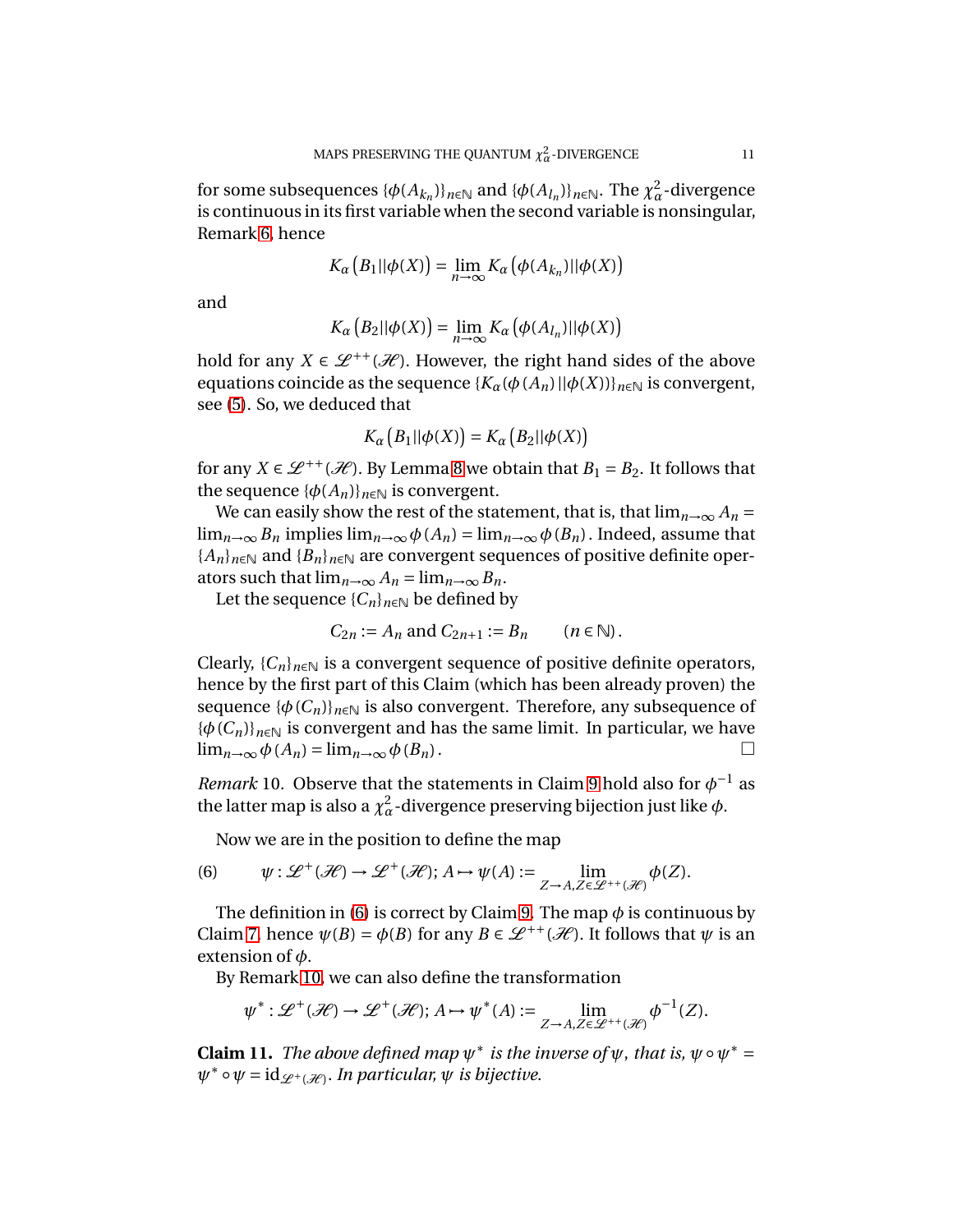for some subsequences $\{\phi(A_{k_n})\}_{n\in\mathbb{N}}$ and $\{\phi(A_{l_n})\}_{n\in\mathbb{N}}$. The $\chi^2_\alpha$-divergence is continuous in its first variable when the second variable is nonsingular, Remark 6, hence

$$K_\alpha\left(B_1||\phi(X)\right) = \lim_{n\to\infty} K_\alpha\left(\phi(A_{k_n})||\phi(X)\right)$$

and

$$K_\alpha\left(B_2||\phi(X)\right) = \lim_{n\to\infty} K_\alpha\left(\phi(A_{l_n})||\phi(X)\right)$$

hold for any $X \in \mathscr{L}^{++}(\mathscr{H})$. However, the right hand sides of the above equations coincide as the sequence $\{K_\alpha(\phi(A_n)||\phi(X))\}_{n\in\mathbb{N}}$ is convergent, see (5). So, we deduced that

$$K_\alpha\left(B_1||\phi(X)\right) = K_\alpha\left(B_2||\phi(X)\right)$$

for any $X \in \mathscr{L}^{++}(\mathscr{H})$. By Lemma 8 we obtain that $B_1 = B_2$. It follows that the sequence $\{\phi(A_n)\}_{n\in\mathbb{N}}$ is convergent.

We can easily show the rest of the statement, that is, that $\lim_{n\to\infty} A_n = \lim_{n\to\infty} B_n$ implies $\lim_{n\to\infty}\phi(A_n) = \lim_{n\to\infty}\phi(B_n)$. Indeed, assume that $\{A_n\}_{n\in\mathbb{N}}$ and $\{B_n\}_{n\in\mathbb{N}}$ are convergent sequences of positive definite operators such that $\lim_{n\to\infty} A_n = \lim_{n\to\infty} B_n$.

Let the sequence $\{C_n\}_{n\in\mathbb{N}}$ be defined by

$$C_{2n} := A_n \text{ and } C_{2n+1} := B_n \qquad (n \in \mathbb{N}).$$

Clearly, $\{C_n\}_{n\in\mathbb{N}}$ is a convergent sequence of positive definite operators, hence by the first part of this Claim (which has been already proven) the sequence $\{\phi(C_n)\}_{n\in\mathbb{N}}$ is also convergent. Therefore, any subsequence of $\{\phi(C_n)\}_{n\in\mathbb{N}}$ is convergent and has the same limit. In particular, we have $\lim_{n\to\infty}\phi(A_n) = \lim_{n\to\infty}\phi(B_n)$. □

*Remark* 10. Observe that the statements in Claim 9 hold also for $\phi^{-1}$ as the latter map is also a $\chi^2_\alpha$-divergence preserving bijection just like $\phi$.

Now we are in the position to define the map

$$\psi : \mathscr{L}^+(\mathscr{H}) \to \mathscr{L}^+(\mathscr{H});\, A \mapsto \psi(A) := \lim_{Z\to A, Z\in\mathscr{L}^{++}(\mathscr{H})} \phi(Z). \tag{6}$$

The definition in (6) is correct by Claim 9. The map $\phi$ is continuous by Claim 7, hence $\psi(B) = \phi(B)$ for any $B \in \mathscr{L}^{++}(\mathscr{H})$. It follows that $\psi$ is an extension of $\phi$.

By Remark 10, we can also define the transformation

$$\psi^* : \mathscr{L}^+(\mathscr{H}) \to \mathscr{L}^+(\mathscr{H});\, A \mapsto \psi^*(A) := \lim_{Z\to A, Z\in\mathscr{L}^{++}(\mathscr{H})} \phi^{-1}(Z).$$

**Claim 11.** *The above defined map $\psi^*$ is the inverse of $\psi$, that is, $\psi\circ\psi^* = \psi^*\circ\psi = \mathrm{id}_{\mathscr{L}^+(\mathscr{H})}$. In particular, $\psi$ is bijective.*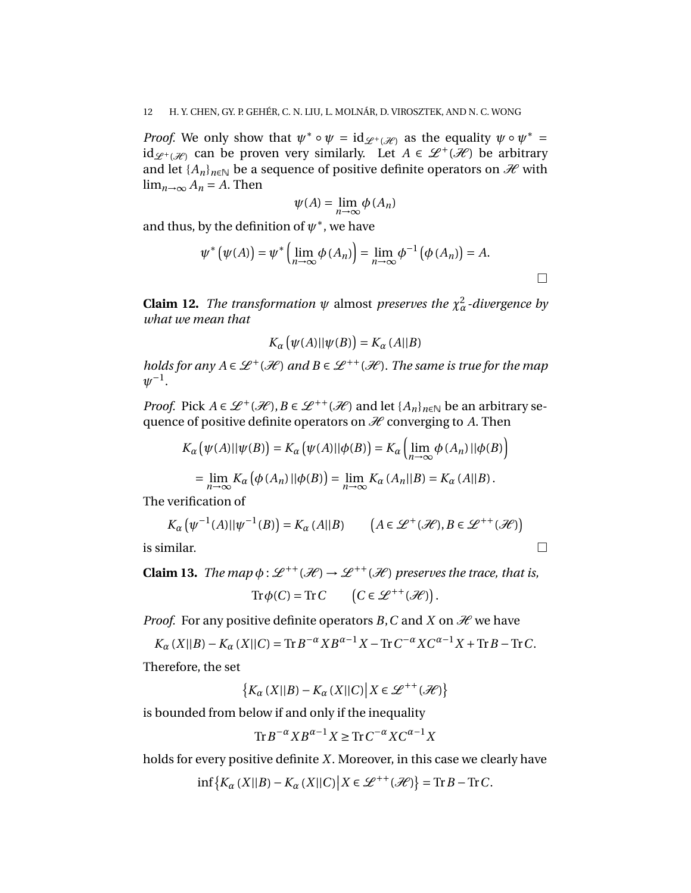*Proof.* We only show that $\psi^* \circ \psi = \mathrm{id}_{\mathscr{L}^+(\mathscr{H})}$ as the equality $\psi \circ \psi^* = \mathrm{id}_{\mathscr{L}^+(\mathscr{H})}$ can be proven very similarly. Let $A \in \mathscr{L}^+(\mathscr{H})$ be arbitrary and let $\{A_n\}_{n\in\mathbb{N}}$ be a sequence of positive definite operators on $\mathscr{H}$ with $\lim_{n\to\infty} A_n = A$. Then

$$\psi(A) = \lim_{n\to\infty} \phi(A_n)$$

and thus, by the definition of $\psi^*$, we have

$$\psi^*\big(\psi(A)\big) = \psi^*\Big(\lim_{n\to\infty} \phi(A_n)\Big) = \lim_{n\to\infty} \phi^{-1}\big(\phi(A_n)\big) = A.$$

□

**Claim 12.** *The transformation $\psi$* almost *preserves the $\chi^2_\alpha$-divergence by what we mean that*

$$K_\alpha\big(\psi(A)||\psi(B)\big) = K_\alpha(A||B)$$

*holds for any $A \in \mathscr{L}^+(\mathscr{H})$ and $B \in \mathscr{L}^{++}(\mathscr{H})$. The same is true for the map $\psi^{-1}$.*

*Proof.* Pick $A \in \mathscr{L}^+(\mathscr{H})$, $B \in \mathscr{L}^{++}(\mathscr{H})$ and let $\{A_n\}_{n\in\mathbb{N}}$ be an arbitrary sequence of positive definite operators on $\mathscr{H}$ converging to $A$. Then

$$K_\alpha\big(\psi(A)||\psi(B)\big) = K_\alpha\big(\psi(A)||\phi(B)\big) = K_\alpha\Big(\lim_{n\to\infty}\phi(A_n)\,||\phi(B)\Big)$$

$$= \lim_{n\to\infty} K_\alpha\big(\phi(A_n)\,||\phi(B)\big) = \lim_{n\to\infty} K_\alpha(A_n||B) = K_\alpha(A||B).$$

The verification of

$$K_\alpha\big(\psi^{-1}(A)||\psi^{-1}(B)\big) = K_\alpha(A||B) \qquad \big(A \in \mathscr{L}^+(\mathscr{H}), B \in \mathscr{L}^{++}(\mathscr{H})\big)$$

is similar. □

**Claim 13.** *The map $\phi : \mathscr{L}^{++}(\mathscr{H}) \to \mathscr{L}^{++}(\mathscr{H})$ preserves the trace, that is,*

$$\operatorname{Tr}\phi(C) = \operatorname{Tr} C \qquad \big(C \in \mathscr{L}^{++}(\mathscr{H})\big).$$

*Proof.* For any positive definite operators $B, C$ and $X$ on $\mathscr{H}$ we have

$$K_\alpha(X||B) - K_\alpha(X||C) = \operatorname{Tr} B^{-\alpha} X B^{\alpha-1} X - \operatorname{Tr} C^{-\alpha} X C^{\alpha-1} X + \operatorname{Tr} B - \operatorname{Tr} C.$$

Therefore, the set

$$\big\{K_\alpha(X||B) - K_\alpha(X||C)\big| X \in \mathscr{L}^{++}(\mathscr{H})\big\}$$

is bounded from below if and only if the inequality

$$\operatorname{Tr} B^{-\alpha} X B^{\alpha-1} X \geq \operatorname{Tr} C^{-\alpha} X C^{\alpha-1} X$$

holds for every positive definite $X$. Moreover, in this case we clearly have

$$\inf\big\{K_\alpha(X||B) - K_\alpha(X||C)\big| X \in \mathscr{L}^{++}(\mathscr{H})\big\} = \operatorname{Tr} B - \operatorname{Tr} C.$$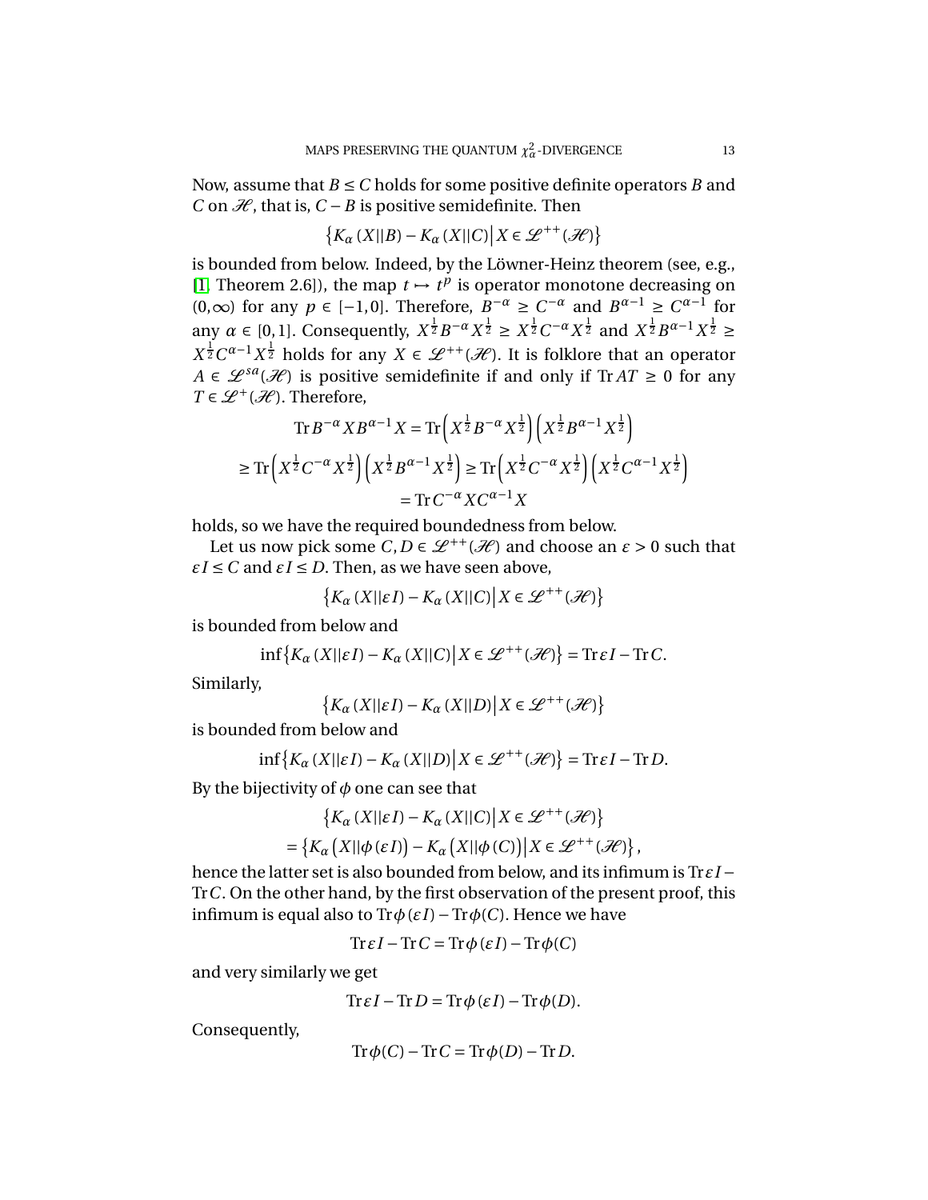Now, assume that $B \leq C$ holds for some positive definite operators $B$ and $C$ on $\mathcal{H}$, that is, $C - B$ is positive semidefinite. Then

$$\left\{K_\alpha\left(X||B\right) - K_\alpha\left(X||C\right) \middle| X \in \mathcal{L}^{++}(\mathcal{H})\right\}$$

is bounded from below. Indeed, by the Löwner-Heinz theorem (see, e.g., [1, Theorem 2.6]), the map $t \mapsto t^p$ is operator monotone decreasing on $(0,\infty)$ for any $p \in [-1,0]$. Therefore, $B^{-\alpha} \geq C^{-\alpha}$ and $B^{\alpha-1} \geq C^{\alpha-1}$ for any $\alpha \in [0,1]$. Consequently, $X^{\frac{1}{2}}B^{-\alpha}X^{\frac{1}{2}} \geq X^{\frac{1}{2}}C^{-\alpha}X^{\frac{1}{2}}$ and $X^{\frac{1}{2}}B^{\alpha-1}X^{\frac{1}{2}} \geq X^{\frac{1}{2}}C^{\alpha-1}X^{\frac{1}{2}}$ holds for any $X \in \mathcal{L}^{++}(\mathcal{H})$. It is folklore that an operator $A \in \mathcal{L}^{sa}(\mathcal{H})$ is positive semidefinite if and only if $\operatorname{Tr} AT \geq 0$ for any $T \in \mathcal{L}^{+}(\mathcal{H})$. Therefore,

$$\operatorname{Tr} B^{-\alpha}XB^{\alpha-1}X = \operatorname{Tr}\left(X^{\frac{1}{2}}B^{-\alpha}X^{\frac{1}{2}}\right)\left(X^{\frac{1}{2}}B^{\alpha-1}X^{\frac{1}{2}}\right)$$

$$\geq \operatorname{Tr}\left(X^{\frac{1}{2}}C^{-\alpha}X^{\frac{1}{2}}\right)\left(X^{\frac{1}{2}}B^{\alpha-1}X^{\frac{1}{2}}\right) \geq \operatorname{Tr}\left(X^{\frac{1}{2}}C^{-\alpha}X^{\frac{1}{2}}\right)\left(X^{\frac{1}{2}}C^{\alpha-1}X^{\frac{1}{2}}\right)$$

$$= \operatorname{Tr} C^{-\alpha}XC^{\alpha-1}X$$

holds, so we have the required boundedness from below.

Let us now pick some $C, D \in \mathcal{L}^{++}(\mathcal{H})$ and choose an $\varepsilon > 0$ such that $\varepsilon I \leq C$ and $\varepsilon I \leq D$. Then, as we have seen above,

$$\left\{K_\alpha\left(X||\varepsilon I\right) - K_\alpha\left(X||C\right) \middle| X \in \mathcal{L}^{++}(\mathcal{H})\right\}$$

is bounded from below and

$$\inf\left\{K_\alpha\left(X||\varepsilon I\right) - K_\alpha\left(X||C\right) \middle| X \in \mathcal{L}^{++}(\mathcal{H})\right\} = \operatorname{Tr}\varepsilon I - \operatorname{Tr} C.$$

Similarly,

$$\left\{K_\alpha\left(X||\varepsilon I\right) - K_\alpha\left(X||D\right) \middle| X \in \mathcal{L}^{++}(\mathcal{H})\right\}$$

is bounded from below and

$$\inf\left\{K_\alpha\left(X||\varepsilon I\right) - K_\alpha\left(X||D\right) \middle| X \in \mathcal{L}^{++}(\mathcal{H})\right\} = \operatorname{Tr}\varepsilon I - \operatorname{Tr} D.$$

By the bijectivity of $\phi$ one can see that

$$\left\{K_\alpha\left(X||\varepsilon I\right) - K_\alpha\left(X||C\right) \middle| X \in \mathcal{L}^{++}(\mathcal{H})\right\}$$

$$= \left\{K_\alpha\left(X||\phi\left(\varepsilon I\right)\right) - K_\alpha\left(X||\phi\left(C\right)\right) \middle| X \in \mathcal{L}^{++}(\mathcal{H})\right\},$$

hence the latter set is also bounded from below, and its infimum is $\operatorname{Tr}\varepsilon I - \operatorname{Tr} C$. On the other hand, by the first observation of the present proof, this infimum is equal also to $\operatorname{Tr}\phi(\varepsilon I) - \operatorname{Tr}\phi(C)$. Hence we have

$$\operatorname{Tr}\varepsilon I - \operatorname{Tr} C = \operatorname{Tr}\phi\left(\varepsilon I\right) - \operatorname{Tr}\phi(C)$$

and very similarly we get

$$\operatorname{Tr}\varepsilon I - \operatorname{Tr} D = \operatorname{Tr}\phi\left(\varepsilon I\right) - \operatorname{Tr}\phi(D).$$

Consequently,

$$\operatorname{Tr}\phi(C) - \operatorname{Tr} C = \operatorname{Tr}\phi(D) - \operatorname{Tr} D.$$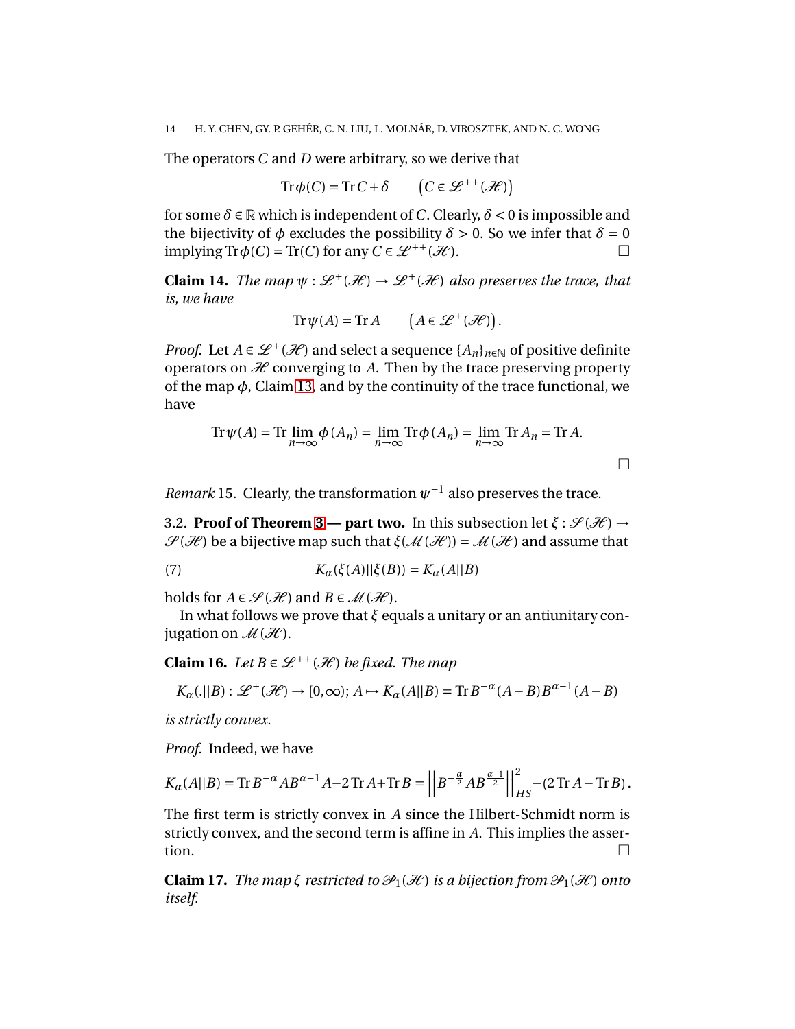The operators $C$ and $D$ were arbitrary, so we derive that

$$\operatorname{Tr}\phi(C) = \operatorname{Tr} C + \delta \qquad \left(C \in \mathscr{L}^{++}(\mathscr{H})\right)$$

for some $\delta \in \mathbb{R}$ which is independent of $C$. Clearly, $\delta < 0$ is impossible and the bijectivity of $\phi$ excludes the possibility $\delta > 0$. So we infer that $\delta = 0$ implying $\operatorname{Tr}\phi(C) = \operatorname{Tr}(C)$ for any $C \in \mathscr{L}^{++}(\mathscr{H})$. □

**Claim 14.** *The map $\psi : \mathscr{L}^{+}(\mathscr{H}) \to \mathscr{L}^{+}(\mathscr{H})$ also preserves the trace, that is, we have*

$$\operatorname{Tr}\psi(A) = \operatorname{Tr} A \qquad \left(A \in \mathscr{L}^{+}(\mathscr{H})\right).$$

*Proof.* Let $A \in \mathscr{L}^{+}(\mathscr{H})$ and select a sequence $\{A_n\}_{n\in\mathbb{N}}$ of positive definite operators on $\mathscr{H}$ converging to $A$. Then by the trace preserving property of the map $\phi$, Claim 13, and by the continuity of the trace functional, we have

$$\operatorname{Tr}\psi(A) = \operatorname{Tr} \lim_{n\to\infty} \phi(A_n) = \lim_{n\to\infty} \operatorname{Tr}\phi(A_n) = \lim_{n\to\infty} \operatorname{Tr} A_n = \operatorname{Tr} A.$$

□

*Remark* 15. Clearly, the transformation $\psi^{-1}$ also preserves the trace.

3.2. **Proof of Theorem 3 — part two.** In this subsection let $\xi : \mathscr{S}(\mathscr{H}) \to \mathscr{S}(\mathscr{H})$ be a bijective map such that $\xi(\mathscr{M}(\mathscr{H})) = \mathscr{M}(\mathscr{H})$ and assume that

$$K_\alpha(\xi(A)||\xi(B)) = K_\alpha(A||B) \tag{7}$$

holds for $A \in \mathscr{S}(\mathscr{H})$ and $B \in \mathscr{M}(\mathscr{H})$.

In what follows we prove that $\xi$ equals a unitary or an antiunitary conjugation on $\mathscr{M}(\mathscr{H})$.

**Claim 16.** *Let $B \in \mathscr{L}^{++}(\mathscr{H})$ be fixed. The map*

$$K_\alpha(.||B) : \mathscr{L}^{+}(\mathscr{H}) \to [0,\infty);\, A \mapsto K_\alpha(A||B) = \operatorname{Tr} B^{-\alpha}(A-B)B^{\alpha-1}(A-B)$$

*is strictly convex.*

*Proof.* Indeed, we have

$$K_\alpha(A||B) = \operatorname{Tr} B^{-\alpha} A B^{\alpha-1} A - 2\operatorname{Tr} A + \operatorname{Tr} B = \left|\left|B^{-\frac{\alpha}{2}} A B^{\frac{\alpha-1}{2}}\right|\right|_{HS}^2 - (2\operatorname{Tr} A - \operatorname{Tr} B).$$

The first term is strictly convex in $A$ since the Hilbert-Schmidt norm is strictly convex, and the second term is affine in $A$. This implies the assertion. □

**Claim 17.** *The map $\xi$ restricted to $\mathscr{P}_1(\mathscr{H})$ is a bijection from $\mathscr{P}_1(\mathscr{H})$ onto itself.*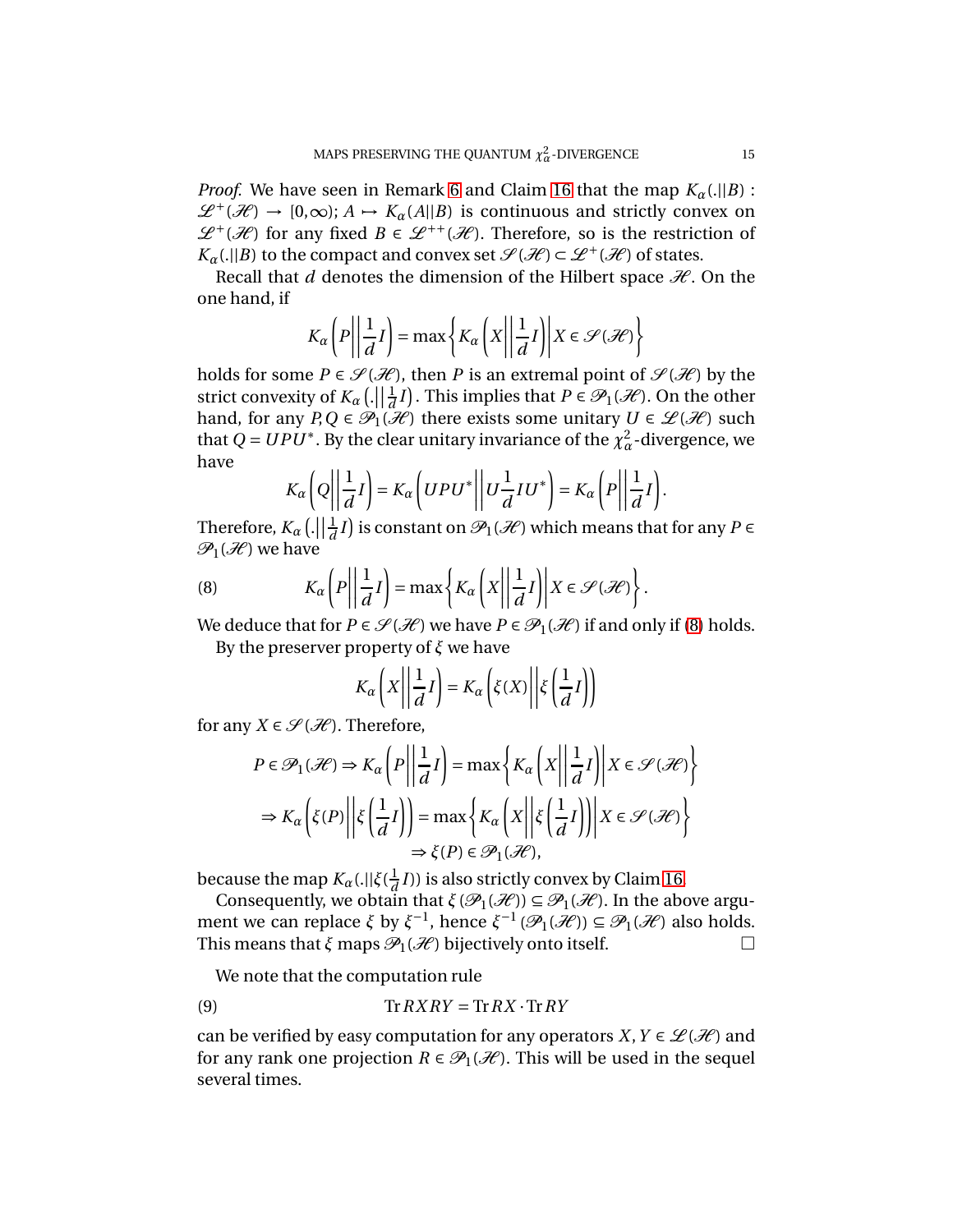*Proof.* We have seen in Remark 6 and Claim 16 that the map $K_\alpha(.||B) : \mathscr{L}^+(\mathscr{H}) \to [0,\infty);\, A \mapsto K_\alpha(A||B)$ is continuous and strictly convex on $\mathscr{L}^+(\mathscr{H})$ for any fixed $B \in \mathscr{L}^{++}(\mathscr{H})$. Therefore, so is the restriction of $K_\alpha(.||B)$ to the compact and convex set $\mathscr{S}(\mathscr{H}) \subset \mathscr{L}^+(\mathscr{H})$ of states.

Recall that $d$ denotes the dimension of the Hilbert space $\mathscr{H}$. On the one hand, if

$$K_\alpha\left(P\middle|\middle|\frac{1}{d}I\right) = \max\left\{K_\alpha\left(X\middle|\middle|\frac{1}{d}I\right)\middle| X \in \mathscr{S}(\mathscr{H})\right\}$$

holds for some $P \in \mathscr{S}(\mathscr{H})$, then $P$ is an extremal point of $\mathscr{S}(\mathscr{H})$ by the strict convexity of $K_\alpha\left(.\middle|\middle|\frac{1}{d}I\right)$. This implies that $P \in \mathscr{P}_1(\mathscr{H})$. On the other hand, for any $P, Q \in \mathscr{P}_1(\mathscr{H})$ there exists some unitary $U \in \mathscr{L}(\mathscr{H})$ such that $Q = UPU^*$. By the clear unitary invariance of the $\chi^2_\alpha$-divergence, we have

$$K_\alpha\left(Q\middle|\middle|\frac{1}{d}I\right) = K_\alpha\left(UPU^*\middle|\middle|U\frac{1}{d}IU^*\right) = K_\alpha\left(P\middle|\middle|\frac{1}{d}I\right).$$

Therefore, $K_\alpha\left(.\middle|\middle|\frac{1}{d}I\right)$ is constant on $\mathscr{P}_1(\mathscr{H})$ which means that for any $P \in \mathscr{P}_1(\mathscr{H})$ we have

$$K_\alpha\left(P\middle|\middle|\frac{1}{d}I\right) = \max\left\{K_\alpha\left(X\middle|\middle|\frac{1}{d}I\right)\middle| X \in \mathscr{S}(\mathscr{H})\right\}. \tag{8}$$

We deduce that for $P \in \mathscr{S}(\mathscr{H})$ we have $P \in \mathscr{P}_1(\mathscr{H})$ if and only if (8) holds.

By the preserver property of $\xi$ we have

$$K_\alpha\left(X\middle|\middle|\frac{1}{d}I\right) = K_\alpha\left(\xi(X)\middle|\middle|\xi\left(\frac{1}{d}I\right)\right)$$

for any $X \in \mathscr{S}(\mathscr{H})$. Therefore,

$$\begin{aligned} P \in \mathscr{P}_1(\mathscr{H}) &\Rightarrow K_\alpha\left(P\middle|\middle|\frac{1}{d}I\right) = \max\left\{K_\alpha\left(X\middle|\middle|\frac{1}{d}I\right)\middle| X \in \mathscr{S}(\mathscr{H})\right\} \\ &\Rightarrow K_\alpha\left(\xi(P)\middle|\middle|\xi\left(\frac{1}{d}I\right)\right) = \max\left\{K_\alpha\left(X\middle|\middle|\xi\left(\frac{1}{d}I\right)\right)\middle| X \in \mathscr{S}(\mathscr{H})\right\} \\ &\Rightarrow \xi(P) \in \mathscr{P}_1(\mathscr{H}), \end{aligned}$$

because the map $K_\alpha(.||\xi(\frac{1}{d}I))$ is also strictly convex by Claim 16.

Consequently, we obtain that $\xi(\mathscr{P}_1(\mathscr{H})) \subseteq \mathscr{P}_1(\mathscr{H})$. In the above argument we can replace $\xi$ by $\xi^{-1}$, hence $\xi^{-1}(\mathscr{P}_1(\mathscr{H})) \subseteq \mathscr{P}_1(\mathscr{H})$ also holds. This means that $\xi$ maps $\mathscr{P}_1(\mathscr{H})$ bijectively onto itself. □

We note that the computation rule

$$\operatorname{Tr} RXRY = \operatorname{Tr} RX \cdot \operatorname{Tr} RY \tag{9}$$

can be verified by easy computation for any operators $X, Y \in \mathscr{L}(\mathscr{H})$ and for any rank one projection $R \in \mathscr{P}_1(\mathscr{H})$. This will be used in the sequel several times.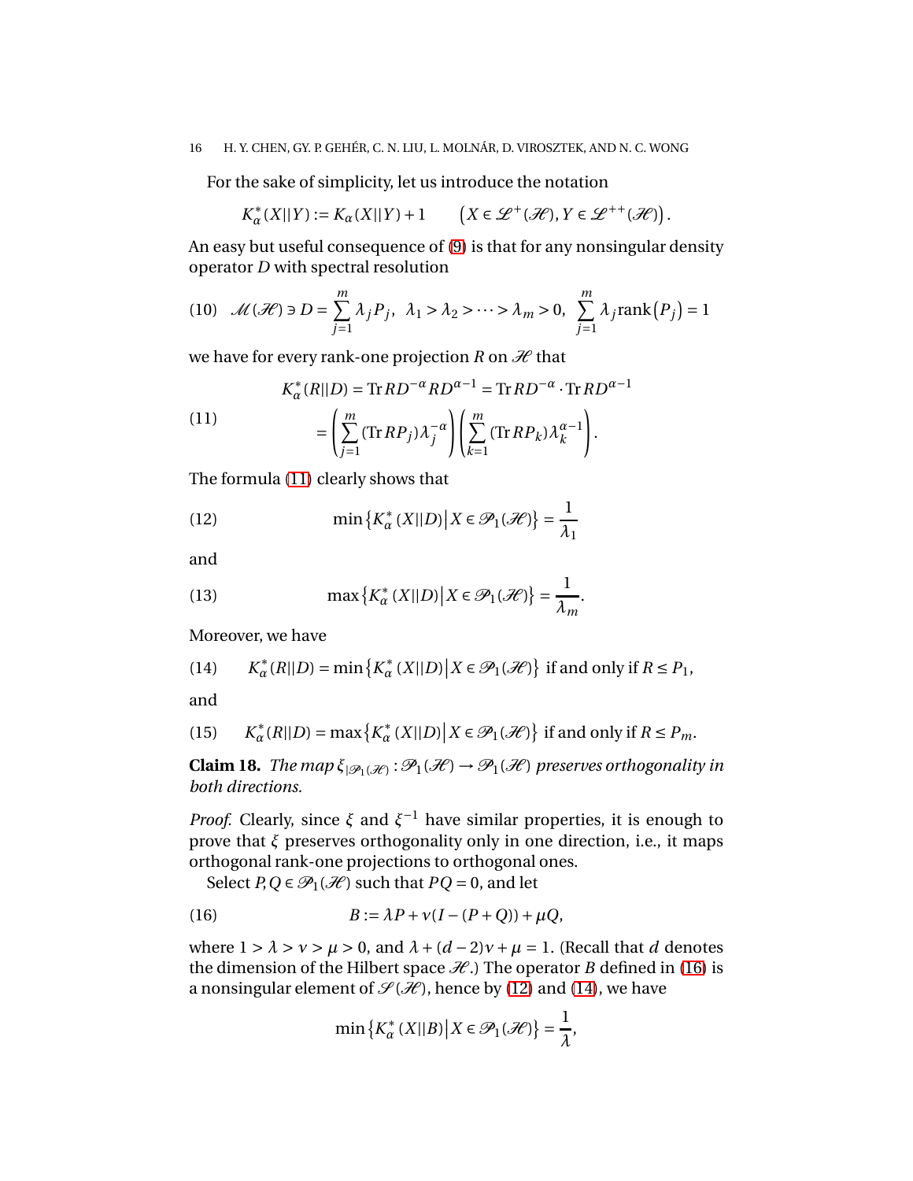For the sake of simplicity, let us introduce the notation

$$K_\alpha^*(X||Y) := K_\alpha(X||Y) + 1 \qquad \left(X \in \mathscr{L}^+(\mathscr{H}), Y \in \mathscr{L}^{++}(\mathscr{H})\right).$$

An easy but useful consequence of (9) is that for any nonsingular density operator $D$ with spectral resolution

$$\mathscr{M}(\mathscr{H}) \ni D = \sum_{j=1}^{m} \lambda_j P_j, \;\; \lambda_1 > \lambda_2 > \cdots > \lambda_m > 0, \;\; \sum_{j=1}^{m} \lambda_j \mathrm{rank}\left(P_j\right) = 1 \tag{10}$$

we have for every rank-one projection $R$ on $\mathscr{H}$ that

$$\begin{aligned} K_\alpha^*(R||D) &= \operatorname{Tr} RD^{-\alpha}RD^{\alpha-1} = \operatorname{Tr} RD^{-\alpha} \cdot \operatorname{Tr} RD^{\alpha-1} \\ &= \left(\sum_{j=1}^{m} (\operatorname{Tr} RP_j)\lambda_j^{-\alpha}\right)\left(\sum_{k=1}^{m} (\operatorname{Tr} RP_k)\lambda_k^{\alpha-1}\right). \end{aligned} \tag{11}$$

The formula (11) clearly shows that

$$\min\left\{K_\alpha^*(X||D) \middle| X \in \mathscr{P}_1(\mathscr{H})\right\} = \frac{1}{\lambda_1} \tag{12}$$

and

$$\max\left\{K_\alpha^*(X||D) \middle| X \in \mathscr{P}_1(\mathscr{H})\right\} = \frac{1}{\lambda_m}. \tag{13}$$

Moreover, we have

$$K_\alpha^*(R||D) = \min\left\{K_\alpha^*(X||D) \middle| X \in \mathscr{P}_1(\mathscr{H})\right\} \text{ if and only if } R \leq P_1, \tag{14}$$

and

$$K_\alpha^*(R||D) = \max\left\{K_\alpha^*(X||D) \middle| X \in \mathscr{P}_1(\mathscr{H})\right\} \text{ if and only if } R \leq P_m. \tag{15}$$

**Claim 18.** *The map $\xi_{|\mathscr{P}_1(\mathscr{H})} : \mathscr{P}_1(\mathscr{H}) \to \mathscr{P}_1(\mathscr{H})$ preserves orthogonality in both directions.*

*Proof.* Clearly, since $\xi$ and $\xi^{-1}$ have similar properties, it is enough to prove that $\xi$ preserves orthogonality only in one direction, i.e., it maps orthogonal rank-one projections to orthogonal ones.

Select $P, Q \in \mathscr{P}_1(\mathscr{H})$ such that $PQ = 0$, and let

$$B := \lambda P + \nu(I - (P+Q)) + \mu Q, \tag{16}$$

where $1 > \lambda > \nu > \mu > 0$, and $\lambda + (d-2)\nu + \mu = 1$. (Recall that $d$ denotes the dimension of the Hilbert space $\mathscr{H}$.) The operator $B$ defined in (16) is a nonsingular element of $\mathscr{S}(\mathscr{H})$, hence by (12) and (14), we have

$$\min\left\{K_\alpha^*(X||B) \middle| X \in \mathscr{P}_1(\mathscr{H})\right\} = \frac{1}{\lambda},$$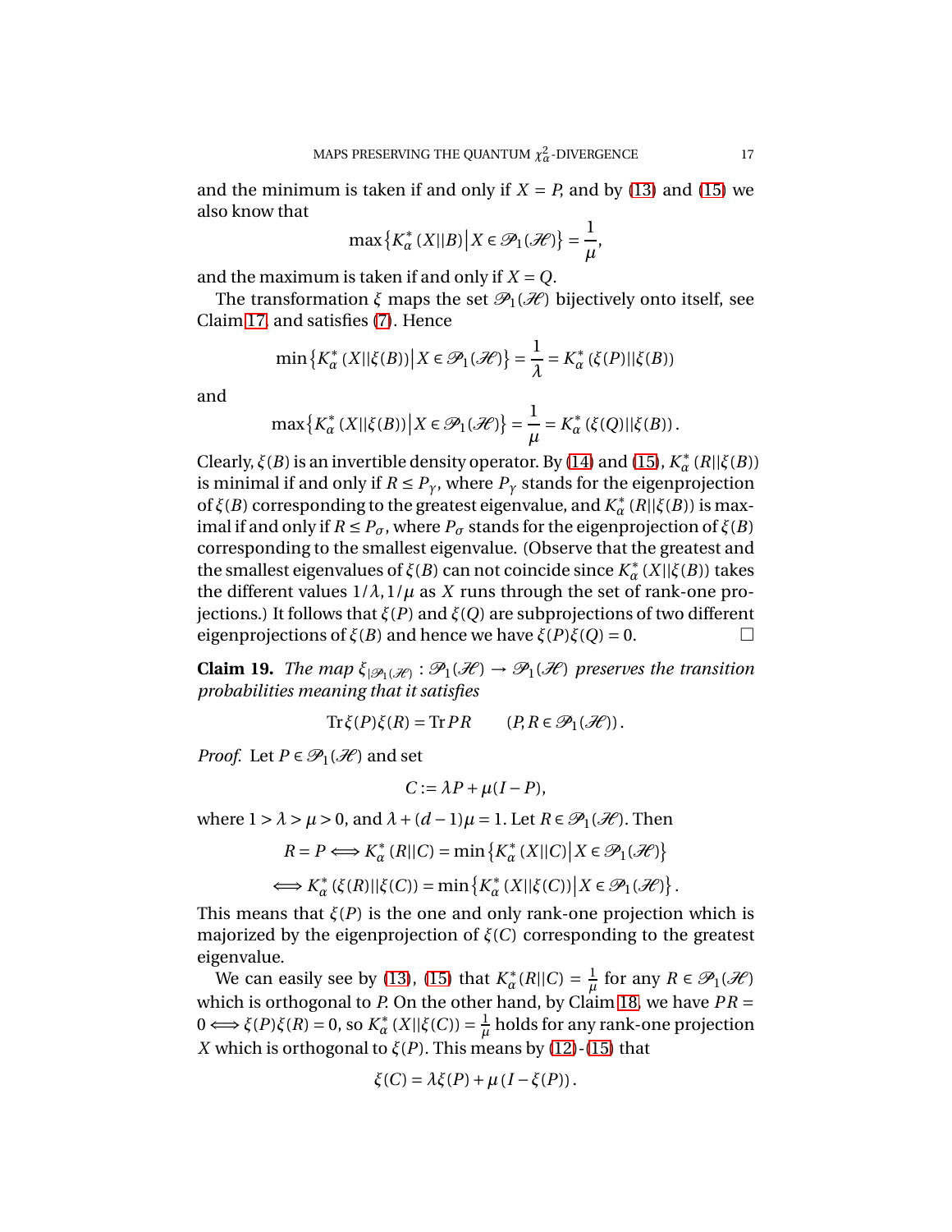and the minimum is taken if and only if $X = P$, and by (13) and (15) we also know that

$$\max\left\{K_\alpha^*(X||B)\,\middle|\,X \in \mathscr{P}_1(\mathscr{H})\right\} = \frac{1}{\mu},$$

and the maximum is taken if and only if $X = Q$.

The transformation $\xi$ maps the set $\mathscr{P}_1(\mathscr{H})$ bijectively onto itself, see Claim 17, and satisfies (7). Hence

$$\min\left\{K_\alpha^*(X||\xi(B))\,\middle|\,X \in \mathscr{P}_1(\mathscr{H})\right\} = \frac{1}{\lambda} = K_\alpha^*(\xi(P)||\xi(B))$$

and

$$\max\left\{K_\alpha^*(X||\xi(B))\,\middle|\,X \in \mathscr{P}_1(\mathscr{H})\right\} = \frac{1}{\mu} = K_\alpha^*(\xi(Q)||\xi(B)).$$

Clearly, $\xi(B)$ is an invertible density operator. By (14) and (15), $K_\alpha^*(R||\xi(B))$ is minimal if and only if $R \le P_\gamma$, where $P_\gamma$ stands for the eigenprojection of $\xi(B)$ corresponding to the greatest eigenvalue, and $K_\alpha^*(R||\xi(B))$ is maximal if and only if $R \le P_\sigma$, where $P_\sigma$ stands for the eigenprojection of $\xi(B)$ corresponding to the smallest eigenvalue. (Observe that the greatest and the smallest eigenvalues of $\xi(B)$ can not coincide since $K_\alpha^*(X||\xi(B))$ takes the different values $1/\lambda, 1/\mu$ as $X$ runs through the set of rank-one projections.) It follows that $\xi(P)$ and $\xi(Q)$ are subprojections of two different eigenprojections of $\xi(B)$ and hence we have $\xi(P)\xi(Q) = 0$. □

**Claim 19.** *The map $\xi_{|\mathscr{P}_1(\mathscr{H})} : \mathscr{P}_1(\mathscr{H}) \to \mathscr{P}_1(\mathscr{H})$ preserves the transition probabilities meaning that it satisfies*

$$\operatorname{Tr}\xi(P)\xi(R) = \operatorname{Tr}PR \qquad (P, R \in \mathscr{P}_1(\mathscr{H})).$$

*Proof.* Let $P \in \mathscr{P}_1(\mathscr{H})$ and set

$$C := \lambda P + \mu(I - P),$$

where $1 > \lambda > \mu > 0$, and $\lambda + (d-1)\mu = 1$. Let $R \in \mathscr{P}_1(\mathscr{H})$. Then

$$R = P \Longleftrightarrow K_\alpha^*(R||C) = \min\left\{K_\alpha^*(X||C)\,\middle|\,X \in \mathscr{P}_1(\mathscr{H})\right\}$$

$$\Longleftrightarrow K_\alpha^*(\xi(R)||\xi(C)) = \min\left\{K_\alpha^*(X||\xi(C))\,\middle|\,X \in \mathscr{P}_1(\mathscr{H})\right\}.$$

This means that $\xi(P)$ is the one and only rank-one projection which is majorized by the eigenprojection of $\xi(C)$ corresponding to the greatest eigenvalue.

We can easily see by (13), (15) that $K_\alpha^*(R||C) = \frac{1}{\mu}$ for any $R \in \mathscr{P}_1(\mathscr{H})$ which is orthogonal to $P$. On the other hand, by Claim 18, we have $PR = 0 \Longleftrightarrow \xi(P)\xi(R) = 0$, so $K_\alpha^*(X||\xi(C)) = \frac{1}{\mu}$ holds for any rank-one projection $X$ which is orthogonal to $\xi(P)$. This means by (12)-(15) that

$$\xi(C) = \lambda\xi(P) + \mu(I - \xi(P)).$$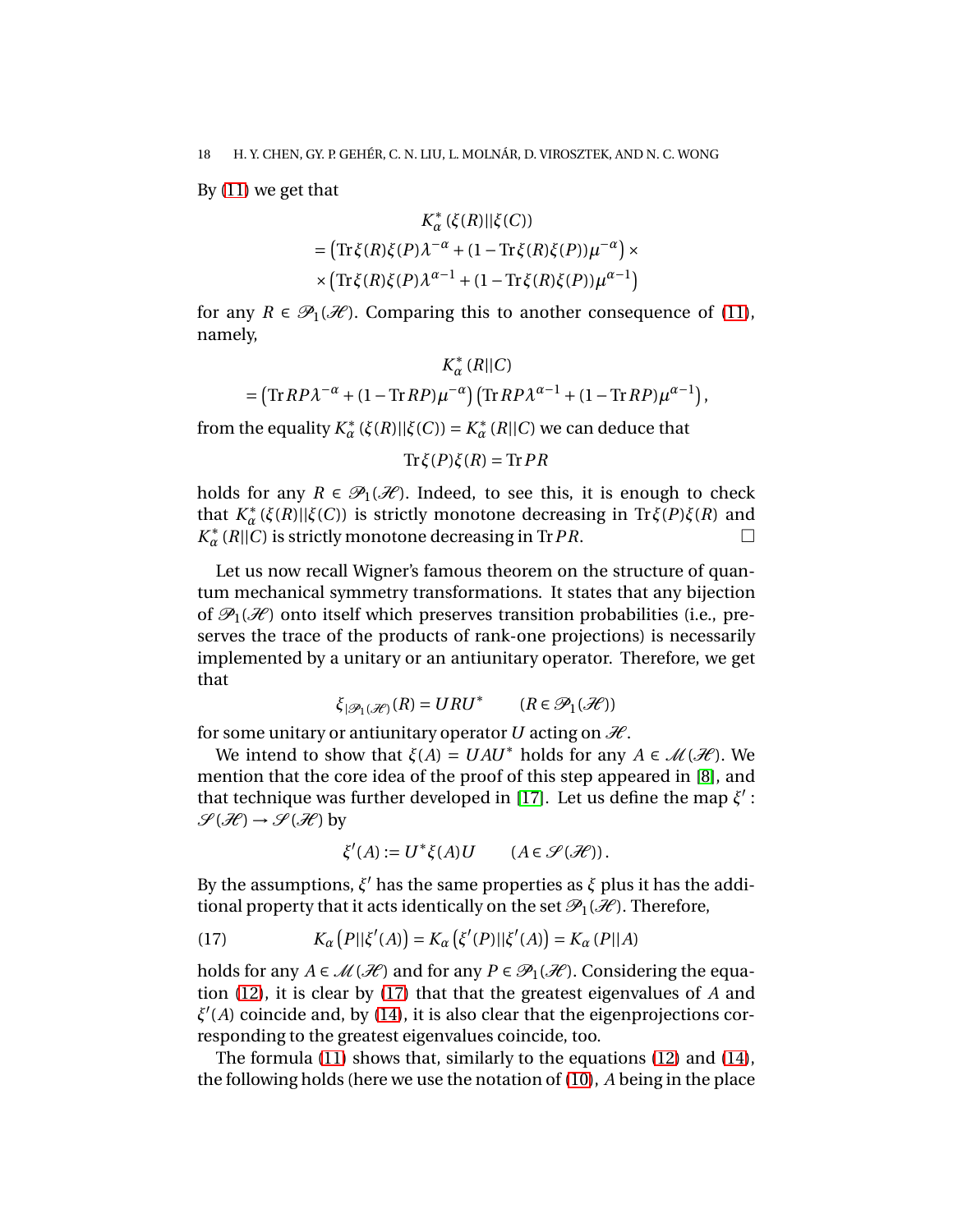By (11) we get that

$$
\begin{aligned}
&K_\alpha^*\left(\xi(R)||\xi(C)\right) \\
&= \left(\operatorname{Tr}\xi(R)\xi(P)\lambda^{-\alpha} + (1-\operatorname{Tr}\xi(R)\xi(P))\mu^{-\alpha}\right)\times \\
&\times\left(\operatorname{Tr}\xi(R)\xi(P)\lambda^{\alpha-1} + (1-\operatorname{Tr}\xi(R)\xi(P))\mu^{\alpha-1}\right)
\end{aligned}
$$

for any $R \in \mathscr{P}_1(\mathscr{H})$. Comparing this to another consequence of (11), namely,

$$
\begin{aligned}
&K_\alpha^*\left(R||C\right) \\
&= \left(\operatorname{Tr}RP\lambda^{-\alpha} + (1-\operatorname{Tr}RP)\mu^{-\alpha}\right)\left(\operatorname{Tr}RP\lambda^{\alpha-1} + (1-\operatorname{Tr}RP)\mu^{\alpha-1}\right),
\end{aligned}
$$

from the equality $K_\alpha^*\left(\xi(R)||\xi(C)\right) = K_\alpha^*\left(R||C\right)$ we can deduce that

$$
\operatorname{Tr}\xi(P)\xi(R) = \operatorname{Tr}PR
$$

holds for any $R \in \mathscr{P}_1(\mathscr{H})$. Indeed, to see this, it is enough to check that $K_\alpha^*\left(\xi(R)||\xi(C)\right)$ is strictly monotone decreasing in $\operatorname{Tr}\xi(P)\xi(R)$ and $K_\alpha^*\left(R||C\right)$ is strictly monotone decreasing in $\operatorname{Tr}PR$. □

Let us now recall Wigner's famous theorem on the structure of quantum mechanical symmetry transformations. It states that any bijection of $\mathscr{P}_1(\mathscr{H})$ onto itself which preserves transition probabilities (i.e., preserves the trace of the products of rank-one projections) is necessarily implemented by a unitary or an antiunitary operator. Therefore, we get that

$$
\xi_{|\mathscr{P}_1(\mathscr{H})}(R) = URU^* \qquad (R \in \mathscr{P}_1(\mathscr{H}))
$$

for some unitary or antiunitary operator $U$ acting on $\mathscr{H}$.

We intend to show that $\xi(A) = UAU^*$ holds for any $A \in \mathscr{M}(\mathscr{H})$. We mention that the core idea of the proof of this step appeared in [8], and that technique was further developed in [17]. Let us define the map $\xi' : \mathscr{S}(\mathscr{H}) \to \mathscr{S}(\mathscr{H})$ by

$$
\xi'(A) := U^*\xi(A)U \qquad (A \in \mathscr{S}(\mathscr{H})).
$$

By the assumptions, $\xi'$ has the same properties as $\xi$ plus it has the additional property that it acts identically on the set $\mathscr{P}_1(\mathscr{H})$. Therefore,

$$
K_\alpha\left(P||\xi'(A)\right) = K_\alpha\left(\xi'(P)||\xi'(A)\right) = K_\alpha\left(P||A\right) \tag{17}
$$

holds for any $A \in \mathscr{M}(\mathscr{H})$ and for any $P \in \mathscr{P}_1(\mathscr{H})$. Considering the equation (12), it is clear by (17) that that the greatest eigenvalues of $A$ and $\xi'(A)$ coincide and, by (14), it is also clear that the eigenprojections corresponding to the greatest eigenvalues coincide, too.

The formula (11) shows that, similarly to the equations (12) and (14), the following holds (here we use the notation of (10), $A$ being in the place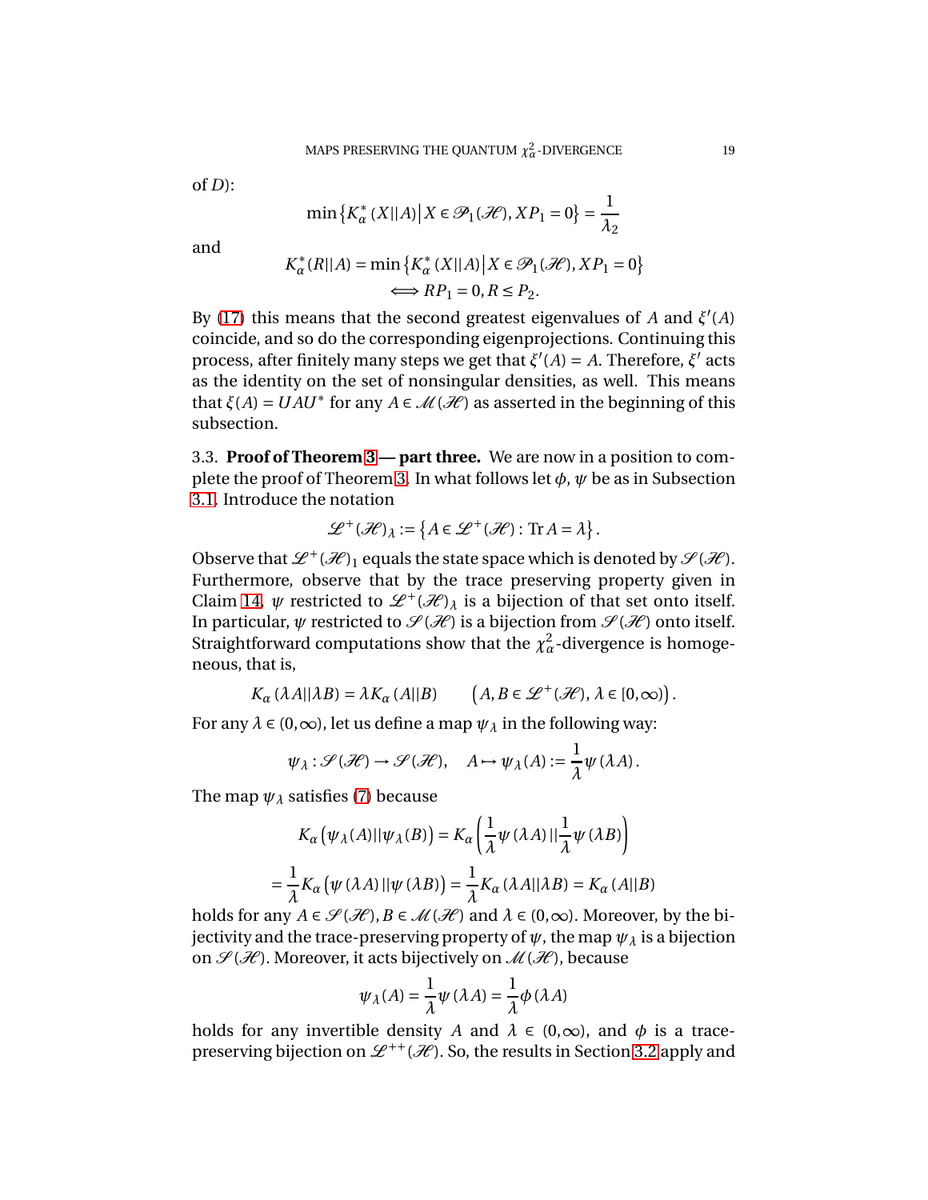of $D$):

$$\min\left\{K_\alpha^*\left(X||A\right)\Big| X\in\mathscr{P}_1(\mathscr{H}), XP_1=0\right\}=\frac{1}{\lambda_2}$$

and

$$K_\alpha^*(R||A)=\min\left\{K_\alpha^*\left(X||A\right)\Big| X\in\mathscr{P}_1(\mathscr{H}), XP_1=0\right\}$$
$$\iff RP_1=0, R\le P_2.$$

By (17) this means that the second greatest eigenvalues of $A$ and $\xi'(A)$ coincide, and so do the corresponding eigenprojections. Continuing this process, after finitely many steps we get that $\xi'(A)=A$. Therefore, $\xi'$ acts as the identity on the set of nonsingular densities, as well. This means that $\xi(A)=UAU^*$ for any $A\in\mathscr{M}(\mathscr{H})$ as asserted in the beginning of this subsection.

### 3.3. Proof of Theorem 3 — part three.

We are now in a position to complete the proof of Theorem 3. In what follows let $\phi$, $\psi$ be as in Subsection 3.1. Introduce the notation

$$\mathscr{L}^+(\mathscr{H})_\lambda:=\left\{A\in\mathscr{L}^+(\mathscr{H}):\operatorname{Tr}A=\lambda\right\}.$$

Observe that $\mathscr{L}^+(\mathscr{H})_1$ equals the state space which is denoted by $\mathscr{S}(\mathscr{H})$. Furthermore, observe that by the trace preserving property given in Claim 14, $\psi$ restricted to $\mathscr{L}^+(\mathscr{H})_\lambda$ is a bijection of that set onto itself. In particular, $\psi$ restricted to $\mathscr{S}(\mathscr{H})$ is a bijection from $\mathscr{S}(\mathscr{H})$ onto itself. Straightforward computations show that the $\chi^2_\alpha$-divergence is homogeneous, that is,

$$K_\alpha\left(\lambda A||\lambda B\right)=\lambda K_\alpha\left(A||B\right)\qquad\left(A,B\in\mathscr{L}^+(\mathscr{H}),\,\lambda\in[0,\infty)\right).$$

For any $\lambda\in(0,\infty)$, let us define a map $\psi_\lambda$ in the following way:

$$\psi_\lambda:\mathscr{S}(\mathscr{H})\to\mathscr{S}(\mathscr{H}),\quad A\mapsto\psi_\lambda(A):=\frac{1}{\lambda}\psi\left(\lambda A\right).$$

The map $\psi_\lambda$ satisfies (7) because

$$K_\alpha\left(\psi_\lambda(A)||\psi_\lambda(B)\right)=K_\alpha\left(\frac{1}{\lambda}\psi\left(\lambda A\right)||\frac{1}{\lambda}\psi\left(\lambda B\right)\right)$$
$$=\frac{1}{\lambda}K_\alpha\left(\psi\left(\lambda A\right)||\psi\left(\lambda B\right)\right)=\frac{1}{\lambda}K_\alpha\left(\lambda A||\lambda B\right)=K_\alpha\left(A||B\right)$$

holds for any $A\in\mathscr{S}(\mathscr{H}), B\in\mathscr{M}(\mathscr{H})$ and $\lambda\in(0,\infty)$. Moreover, by the bijectivity and the trace-preserving property of $\psi$, the map $\psi_\lambda$ is a bijection on $\mathscr{S}(\mathscr{H})$. Moreover, it acts bijectively on $\mathscr{M}(\mathscr{H})$, because

$$\psi_\lambda(A)=\frac{1}{\lambda}\psi\left(\lambda A\right)=\frac{1}{\lambda}\phi\left(\lambda A\right)$$

holds for any invertible density $A$ and $\lambda\in(0,\infty)$, and $\phi$ is a trace-preserving bijection on $\mathscr{L}^{++}(\mathscr{H})$. So, the results in Section 3.2 apply and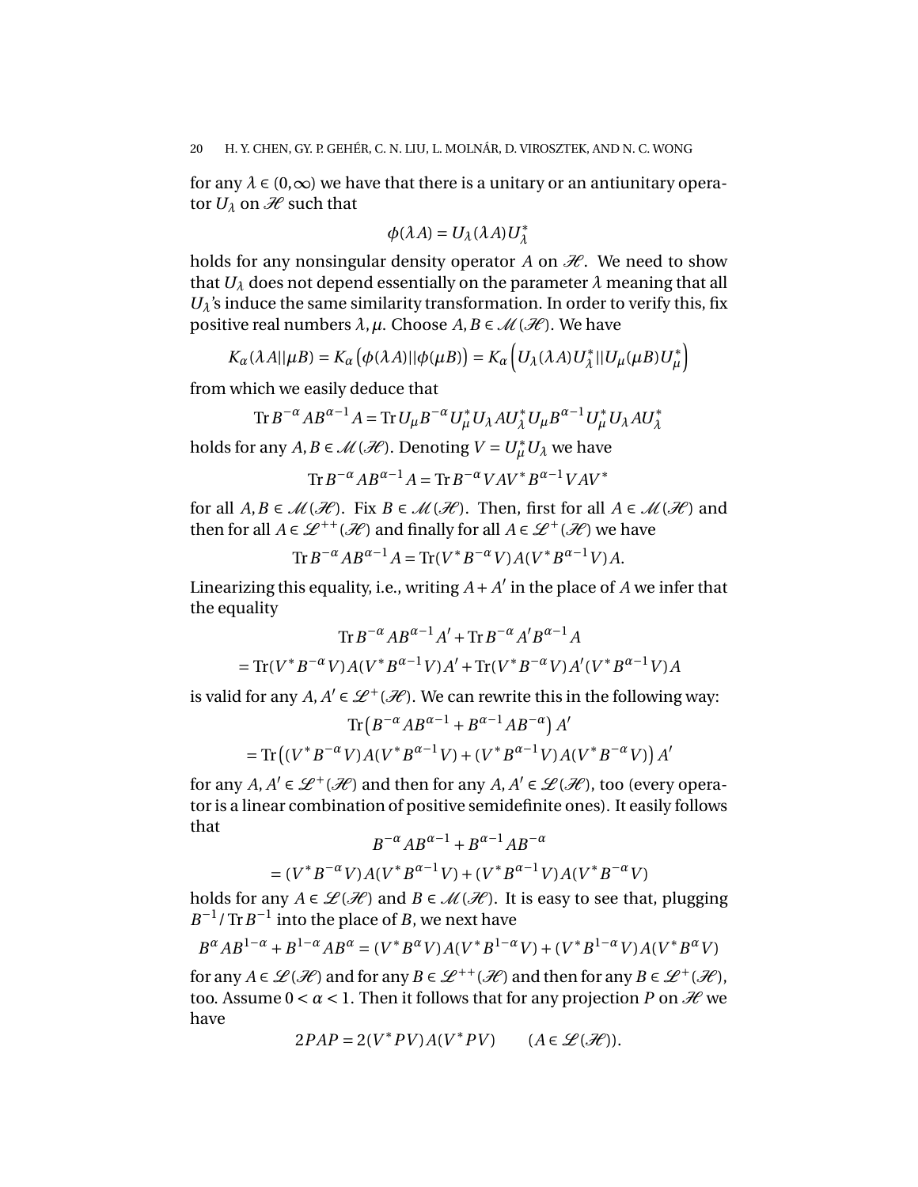for any $\lambda \in (0,\infty)$ we have that there is a unitary or an antiunitary operator $U_\lambda$ on $\mathcal{H}$ such that

$$\phi(\lambda A) = U_\lambda(\lambda A)U_\lambda^*$$

holds for any nonsingular density operator $A$ on $\mathcal{H}$. We need to show that $U_\lambda$ does not depend essentially on the parameter $\lambda$ meaning that all $U_\lambda$'s induce the same similarity transformation. In order to verify this, fix positive real numbers $\lambda, \mu$. Choose $A, B \in \mathcal{M}(\mathcal{H})$. We have

$$K_\alpha(\lambda A||\mu B) = K_\alpha\left(\phi(\lambda A)||\phi(\mu B)\right) = K_\alpha\left(U_\lambda(\lambda A)U_\lambda^*||U_\mu(\mu B)U_\mu^*\right)$$

from which we easily deduce that

$$\operatorname{Tr} B^{-\alpha}AB^{\alpha-1}A = \operatorname{Tr} U_\mu B^{-\alpha}U_\mu^* U_\lambda A U_\lambda^* U_\mu B^{\alpha-1}U_\mu^* U_\lambda A U_\lambda^*$$

holds for any $A, B \in \mathcal{M}(\mathcal{H})$. Denoting $V = U_\mu^* U_\lambda$ we have

$$\operatorname{Tr} B^{-\alpha}AB^{\alpha-1}A = \operatorname{Tr} B^{-\alpha}VAV^*B^{\alpha-1}VAV^*$$

for all $A, B \in \mathcal{M}(\mathcal{H})$. Fix $B \in \mathcal{M}(\mathcal{H})$. Then, first for all $A \in \mathcal{M}(\mathcal{H})$ and then for all $A \in \mathcal{L}^{++}(\mathcal{H})$ and finally for all $A \in \mathcal{L}^{+}(\mathcal{H})$ we have

$$\operatorname{Tr} B^{-\alpha}AB^{\alpha-1}A = \operatorname{Tr}(V^*B^{-\alpha}V)A(V^*B^{\alpha-1}V)A.$$

Linearizing this equality, i.e., writing $A + A'$ in the place of $A$ we infer that the equality

$$\operatorname{Tr} B^{-\alpha}AB^{\alpha-1}A' + \operatorname{Tr} B^{-\alpha}A'B^{\alpha-1}A$$
$$= \operatorname{Tr}(V^*B^{-\alpha}V)A(V^*B^{\alpha-1}V)A' + \operatorname{Tr}(V^*B^{-\alpha}V)A'(V^*B^{\alpha-1}V)A$$

is valid for any $A, A' \in \mathcal{L}^{+}(\mathcal{H})$. We can rewrite this in the following way:

$$\operatorname{Tr}\left(B^{-\alpha}AB^{\alpha-1} + B^{\alpha-1}AB^{-\alpha}\right)A'$$
$$= \operatorname{Tr}\left((V^*B^{-\alpha}V)A(V^*B^{\alpha-1}V) + (V^*B^{\alpha-1}V)A(V^*B^{-\alpha}V)\right)A'$$

for any $A, A' \in \mathcal{L}^{+}(\mathcal{H})$ and then for any $A, A' \in \mathcal{L}(\mathcal{H})$, too (every operator is a linear combination of positive semidefinite ones). It easily follows that

$$B^{-\alpha}AB^{\alpha-1} + B^{\alpha-1}AB^{-\alpha}$$
$$= (V^*B^{-\alpha}V)A(V^*B^{\alpha-1}V) + (V^*B^{\alpha-1}V)A(V^*B^{-\alpha}V)$$

holds for any $A \in \mathcal{L}(\mathcal{H})$ and $B \in \mathcal{M}(\mathcal{H})$. It is easy to see that, plugging $B^{-1}/\operatorname{Tr} B^{-1}$ into the place of $B$, we next have

$$B^{\alpha}AB^{1-\alpha} + B^{1-\alpha}AB^{\alpha} = (V^*B^{\alpha}V)A(V^*B^{1-\alpha}V) + (V^*B^{1-\alpha}V)A(V^*B^{\alpha}V)$$

for any $A \in \mathcal{L}(\mathcal{H})$ and for any $B \in \mathcal{L}^{++}(\mathcal{H})$ and then for any $B \in \mathcal{L}^{+}(\mathcal{H})$, too. Assume $0 < \alpha < 1$. Then it follows that for any projection $P$ on $\mathcal{H}$ we have

$$2PAP = 2(V^*PV)A(V^*PV) \qquad (A \in \mathcal{L}(\mathcal{H})).$$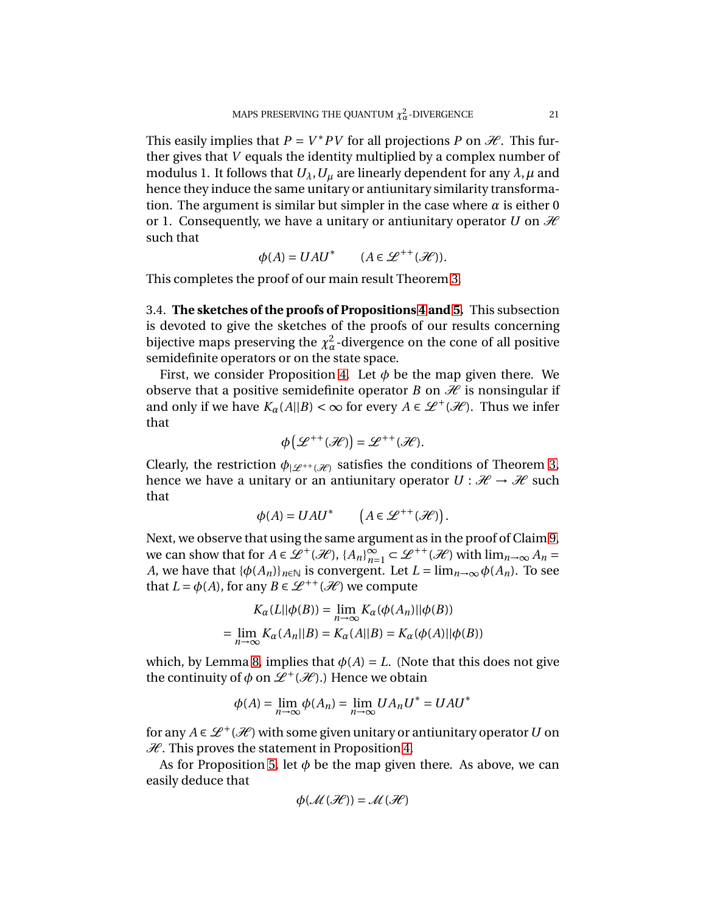This easily implies that $P = V^*PV$ for all projections $P$ on $\mathcal{H}$. This further gives that $V$ equals the identity multiplied by a complex number of modulus 1. It follows that $U_\lambda, U_\mu$ are linearly dependent for any $\lambda, \mu$ and hence they induce the same unitary or antiunitary similarity transformation. The argument is similar but simpler in the case where $\alpha$ is either 0 or 1. Consequently, we have a unitary or antiunitary operator $U$ on $\mathcal{H}$ such that

$$\phi(A) = UAU^* \qquad (A \in \mathcal{L}^{++}(\mathcal{H})).$$

This completes the proof of our main result Theorem 3.

### 3.4. The sketches of the proofs of Propositions 4 and 5.

This subsection is devoted to give the sketches of the proofs of our results concerning bijective maps preserving the $\chi^2_\alpha$-divergence on the cone of all positive semidefinite operators or on the state space.

First, we consider Proposition 4. Let $\phi$ be the map given there. We observe that a positive semidefinite operator $B$ on $\mathcal{H}$ is nonsingular if and only if we have $K_\alpha(A||B) < \infty$ for every $A \in \mathcal{L}^+(\mathcal{H})$. Thus we infer that

$$\phi\big(\mathcal{L}^{++}(\mathcal{H})\big) = \mathcal{L}^{++}(\mathcal{H}).$$

Clearly, the restriction $\phi_{|\mathcal{L}^{++}(\mathcal{H})}$ satisfies the conditions of Theorem 3, hence we have a unitary or an antiunitary operator $U : \mathcal{H} \to \mathcal{H}$ such that

$$\phi(A) = UAU^* \qquad \big(A \in \mathcal{L}^{++}(\mathcal{H})\big).$$

Next, we observe that using the same argument as in the proof of Claim 9, we can show that for $A \in \mathcal{L}^+(\mathcal{H})$, $\{A_n\}_{n=1}^\infty \subset \mathcal{L}^{++}(\mathcal{H})$ with $\lim_{n\to\infty} A_n = A$, we have that $\{\phi(A_n)\}_{n\in\mathbb{N}}$ is convergent. Let $L = \lim_{n\to\infty} \phi(A_n)$. To see that $L = \phi(A)$, for any $B \in \mathcal{L}^{++}(\mathcal{H})$ we compute

$$K_\alpha(L||\phi(B)) = \lim_{n\to\infty} K_\alpha(\phi(A_n)||\phi(B))$$
$$= \lim_{n\to\infty} K_\alpha(A_n||B) = K_\alpha(A||B) = K_\alpha(\phi(A)||\phi(B))$$

which, by Lemma 8, implies that $\phi(A) = L$. (Note that this does not give the continuity of $\phi$ on $\mathcal{L}^+(\mathcal{H})$.) Hence we obtain

$$\phi(A) = \lim_{n\to\infty} \phi(A_n) = \lim_{n\to\infty} UA_nU^* = UAU^*$$

for any $A \in \mathcal{L}^+(\mathcal{H})$ with some given unitary or antiunitary operator $U$ on $\mathcal{H}$. This proves the statement in Proposition 4.

As for Proposition 5, let $\phi$ be the map given there. As above, we can easily deduce that

$$\phi(\mathcal{M}(\mathcal{H})) = \mathcal{M}(\mathcal{H})$$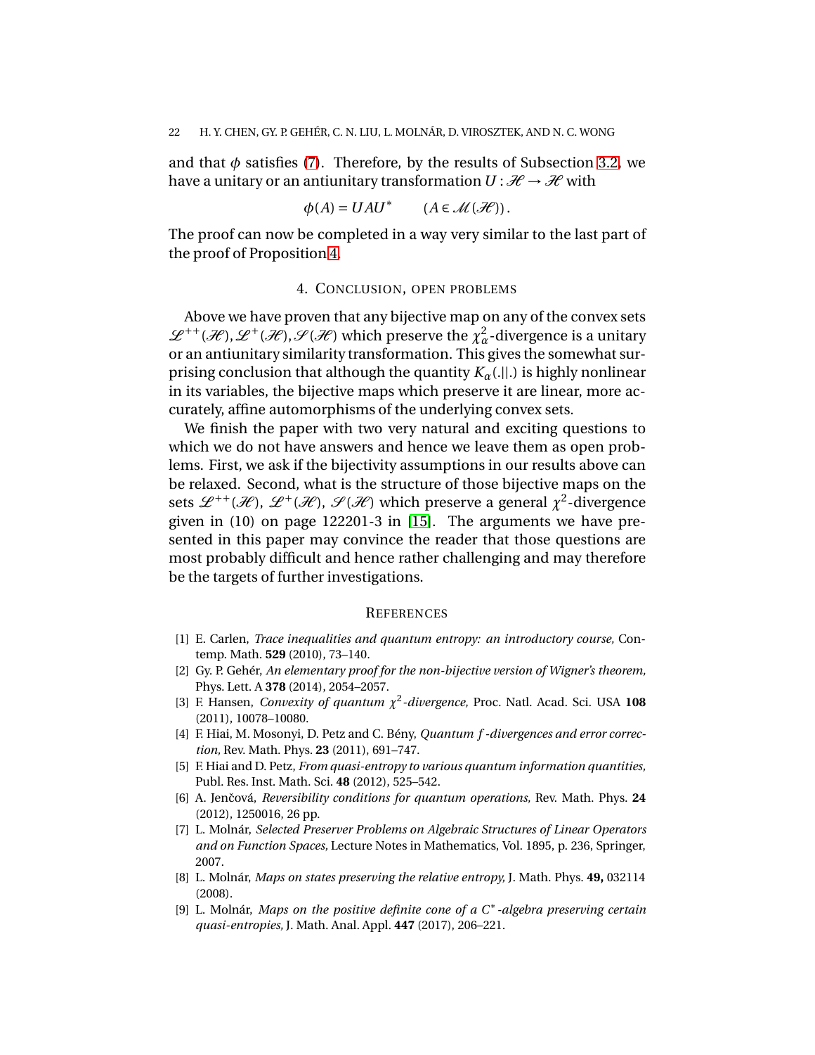and that $\phi$ satisfies (7). Therefore, by the results of Subsection 3.2, we have a unitary or an antiunitary transformation $U : \mathcal{H} \to \mathcal{H}$ with

$$\phi(A) = UAU^* \qquad (A \in \mathcal{M}(\mathcal{H})).$$

The proof can now be completed in a way very similar to the last part of the proof of Proposition 4.

## 4. Conclusion, open problems

Above we have proven that any bijective map on any of the convex sets $\mathcal{L}^{++}(\mathcal{H}), \mathcal{L}^{+}(\mathcal{H}), \mathcal{S}(\mathcal{H})$ which preserve the $\chi^2_\alpha$-divergence is a unitary or an antiunitary similarity transformation. This gives the somewhat surprising conclusion that although the quantity $K_\alpha(.||.)$ is highly nonlinear in its variables, the bijective maps which preserve it are linear, more accurately, affine automorphisms of the underlying convex sets.

We finish the paper with two very natural and exciting questions to which we do not have answers and hence we leave them as open problems. First, we ask if the bijectivity assumptions in our results above can be relaxed. Second, what is the structure of those bijective maps on the sets $\mathcal{L}^{++}(\mathcal{H})$, $\mathcal{L}^{+}(\mathcal{H})$, $\mathcal{S}(\mathcal{H})$ which preserve a general $\chi^2$-divergence given in (10) on page 122201-3 in [15]. The arguments we have presented in this paper may convince the reader that those questions are most probably difficult and hence rather challenging and may therefore be the targets of further investigations.

## References

[1] E. Carlen, *Trace inequalities and quantum entropy: an introductory course,* Contemp. Math. **529** (2010), 73–140.

[2] Gy. P. Gehér, *An elementary proof for the non-bijective version of Wigner's theorem,* Phys. Lett. A **378** (2014), 2054–2057.

[3] F. Hansen, *Convexity of quantum $\chi^2$-divergence,* Proc. Natl. Acad. Sci. USA **108** (2011), 10078–10080.

[4] F. Hiai, M. Mosonyi, D. Petz and C. Bény, *Quantum $f$-divergences and error correction,* Rev. Math. Phys. **23** (2011), 691–747.

[5] F. Hiai and D. Petz, *From quasi-entropy to various quantum information quantities,* Publ. Res. Inst. Math. Sci. **48** (2012), 525–542.

[6] A. Jenčová, *Reversibility conditions for quantum operations,* Rev. Math. Phys. **24** (2012), 1250016, 26 pp.

[7] L. Molnár, *Selected Preserver Problems on Algebraic Structures of Linear Operators and on Function Spaces,* Lecture Notes in Mathematics, Vol. 1895, p. 236, Springer, 2007.

[8] L. Molnár, *Maps on states preserving the relative entropy,* J. Math. Phys. **49,** 032114 (2008).

[9] L. Molnár, *Maps on the positive definite cone of a $C^*$-algebra preserving certain quasi-entropies,* J. Math. Anal. Appl. **447** (2017), 206–221.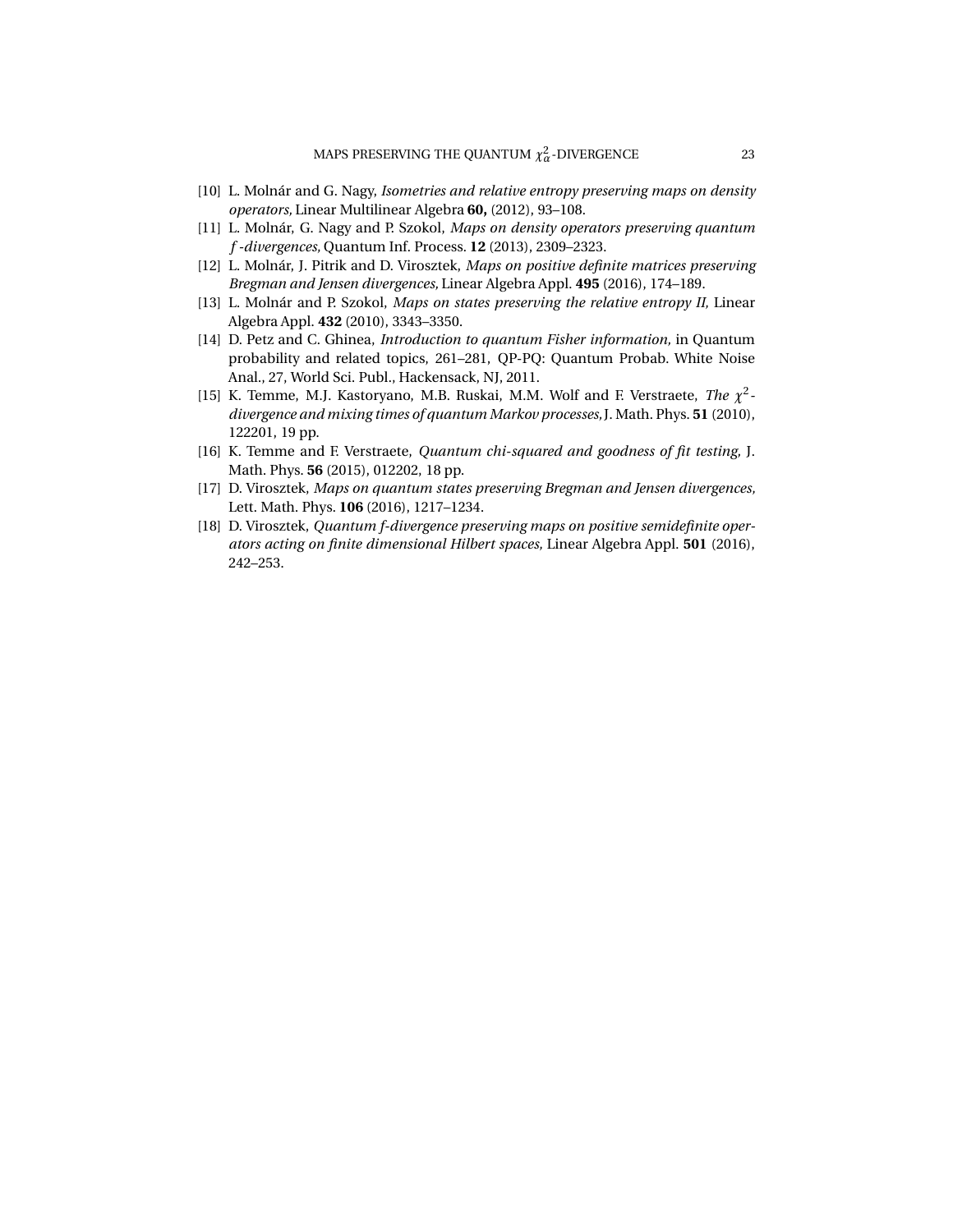[10] L. Molnár and G. Nagy, *Isometries and relative entropy preserving maps on density operators,* Linear Multilinear Algebra **60,** (2012), 93–108.

[11] L. Molnár, G. Nagy and P. Szokol, *Maps on density operators preserving quantum f-divergences,* Quantum Inf. Process. **12** (2013), 2309–2323.

[12] L. Molnár, J. Pitrik and D. Virosztek, *Maps on positive definite matrices preserving Bregman and Jensen divergences,* Linear Algebra Appl. **495** (2016), 174–189.

[13] L. Molnár and P. Szokol, *Maps on states preserving the relative entropy II,* Linear Algebra Appl. **432** (2010), 3343–3350.

[14] D. Petz and C. Ghinea, *Introduction to quantum Fisher information,* in Quantum probability and related topics, 261–281, QP-PQ: Quantum Probab. White Noise Anal., 27, World Sci. Publ., Hackensack, NJ, 2011.

[15] K. Temme, M.J. Kastoryano, M.B. Ruskai, M.M. Wolf and F. Verstraete, *The $\chi^2$-divergence and mixing times of quantum Markov processes,* J. Math. Phys. **51** (2010), 122201, 19 pp.

[16] K. Temme and F. Verstraete, *Quantum chi-squared and goodness of fit testing,* J. Math. Phys. **56** (2015), 012202, 18 pp.

[17] D. Virosztek, *Maps on quantum states preserving Bregman and Jensen divergences,* Lett. Math. Phys. **106** (2016), 1217–1234.

[18] D. Virosztek, *Quantum f-divergence preserving maps on positive semidefinite operators acting on finite dimensional Hilbert spaces,* Linear Algebra Appl. **501** (2016), 242–253.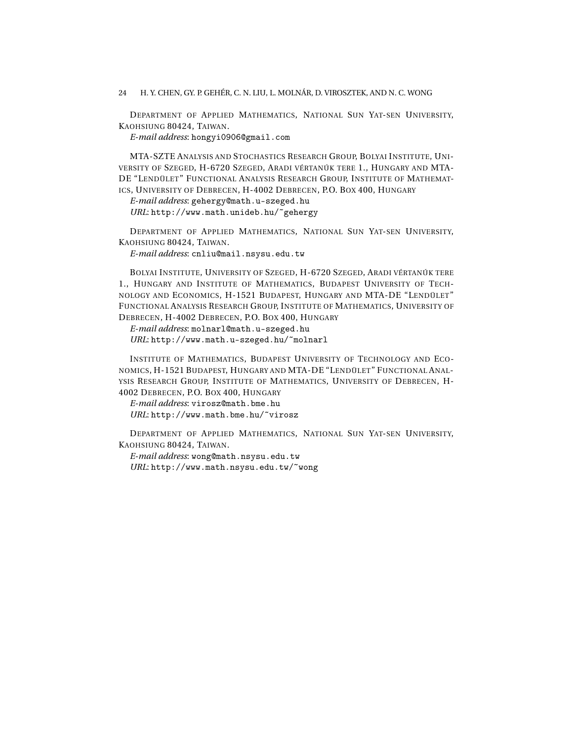Department of Applied Mathematics, National Sun Yat-sen University, Kaohsiung 80424, Taiwan.

*E-mail address*: hongyi0906@gmail.com

MTA-SZTE Analysis and Stochastics Research Group, Bolyai Institute, University of Szeged, H-6720 Szeged, Aradi vértanúk tere 1., Hungary and MTA-DE "Lendület" Functional Analysis Research Group, Institute of Mathematics, University of Debrecen, H-4002 Debrecen, P.O. Box 400, Hungary

*E-mail address*: gehergy@math.u-szeged.hu

*URL*: http://www.math.unideb.hu/~gehergy

Department of Applied Mathematics, National Sun Yat-sen University, Kaohsiung 80424, Taiwan.

*E-mail address*: cnliu@mail.nsysu.edu.tw

Bolyai Institute, University of Szeged, H-6720 Szeged, Aradi vértanúk tere 1., Hungary and Institute of Mathematics, Budapest University of Technology and Economics, H-1521 Budapest, Hungary and MTA-DE "Lendület" Functional Analysis Research Group, Institute of Mathematics, University of Debrecen, H-4002 Debrecen, P.O. Box 400, Hungary

*E-mail address*: molnarl@math.u-szeged.hu

*URL*: http://www.math.u-szeged.hu/~molnarl

Institute of Mathematics, Budapest University of Technology and Economics, H-1521 Budapest, Hungary and MTA-DE "Lendület" Functional Analysis Research Group, Institute of Mathematics, University of Debrecen, H-4002 Debrecen, P.O. Box 400, Hungary

*E-mail address*: virosz@math.bme.hu

*URL*: http://www.math.bme.hu/~virosz

Department of Applied Mathematics, National Sun Yat-sen University, Kaohsiung 80424, Taiwan.

*E-mail address*: wong@math.nsysu.edu.tw

*URL*: http://www.math.nsysu.edu.tw/~wong